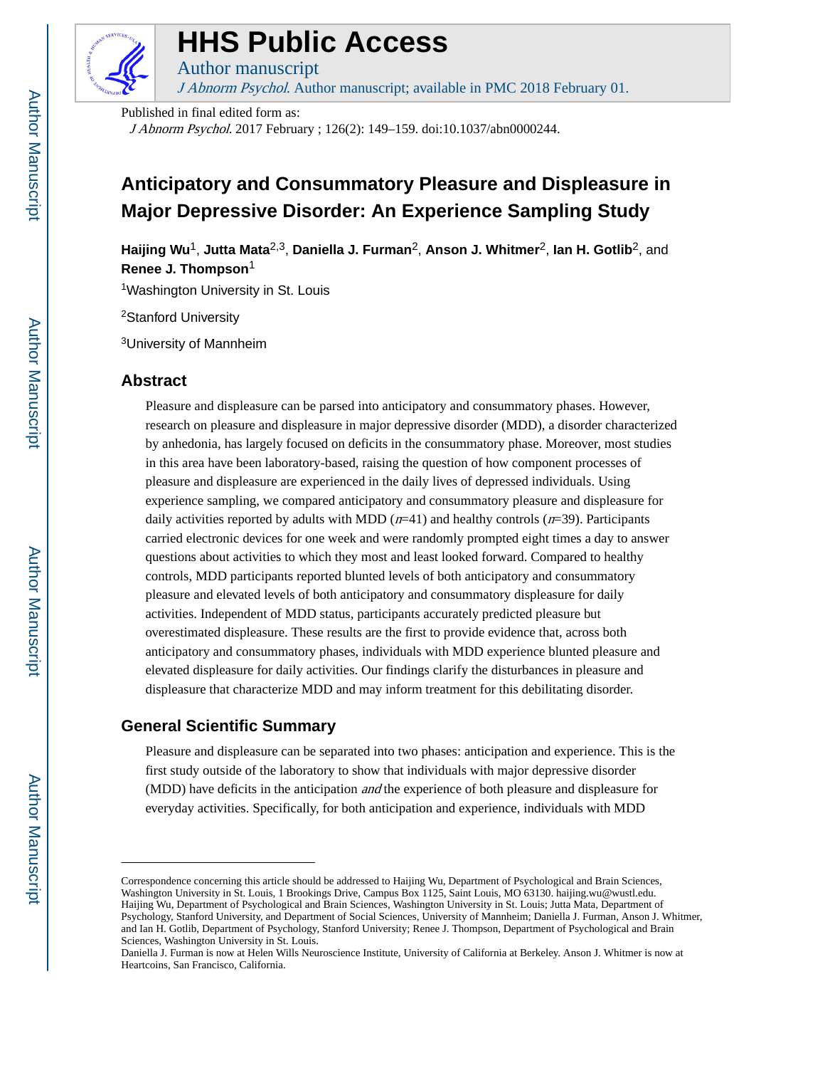# HHS Public Access

Author manuscript

*J Abnorm Psychol*. Author manuscript; available in PMC 2018 February 01.

Published in final edited form as:

*J Abnorm Psychol*. 2017 February ; 126(2): 149–159. doi:10.1037/abn0000244.

# Anticipatory and Consummatory Pleasure and Displeasure in Major Depressive Disorder: An Experience Sampling Study

**Haijing Wu**[1], **Jutta Mata**[2,3], **Daniella J. Furman**[2], **Anson J. Whitmer**[2], **Ian H. Gotlib**[2], and **Renee J. Thompson**[1]

[1]Washington University in St. Louis

[2]Stanford University

[3]University of Mannheim

## Abstract

Pleasure and displeasure can be parsed into anticipatory and consummatory phases. However, research on pleasure and displeasure in major depressive disorder (MDD), a disorder characterized by anhedonia, has largely focused on deficits in the consummatory phase. Moreover, most studies in this area have been laboratory-based, raising the question of how component processes of pleasure and displeasure are experienced in the daily lives of depressed individuals. Using experience sampling, we compared anticipatory and consummatory pleasure and displeasure for daily activities reported by adults with MDD (*n*=41) and healthy controls (*n*=39). Participants carried electronic devices for one week and were randomly prompted eight times a day to answer questions about activities to which they most and least looked forward. Compared to healthy controls, MDD participants reported blunted levels of both anticipatory and consummatory pleasure and elevated levels of both anticipatory and consummatory displeasure for daily activities. Independent of MDD status, participants accurately predicted pleasure but overestimated displeasure. These results are the first to provide evidence that, across both anticipatory and consummatory phases, individuals with MDD experience blunted pleasure and elevated displeasure for daily activities. Our findings clarify the disturbances in pleasure and displeasure that characterize MDD and may inform treatment for this debilitating disorder.

## General Scientific Summary

Pleasure and displeasure can be separated into two phases: anticipation and experience. This is the first study outside of the laboratory to show that individuals with major depressive disorder (MDD) have deficits in the anticipation *and* the experience of both pleasure and displeasure for everyday activities. Specifically, for both anticipation and experience, individuals with MDD

---

Correspondence concerning this article should be addressed to Haijing Wu, Department of Psychological and Brain Sciences, Washington University in St. Louis, 1 Brookings Drive, Campus Box 1125, Saint Louis, MO 63130. haijing.wu@wustl.edu. Haijing Wu, Department of Psychological and Brain Sciences, Washington University in St. Louis; Jutta Mata, Department of Psychology, Stanford University, and Department of Social Sciences, University of Mannheim; Daniella J. Furman, Anson J. Whitmer, and Ian H. Gotlib, Department of Psychology, Stanford University; Renee J. Thompson, Department of Psychological and Brain Sciences, Washington University in St. Louis.

Daniella J. Furman is now at Helen Wills Neuroscience Institute, University of California at Berkeley. Anson J. Whitmer is now at Heartcoins, San Francisco, California.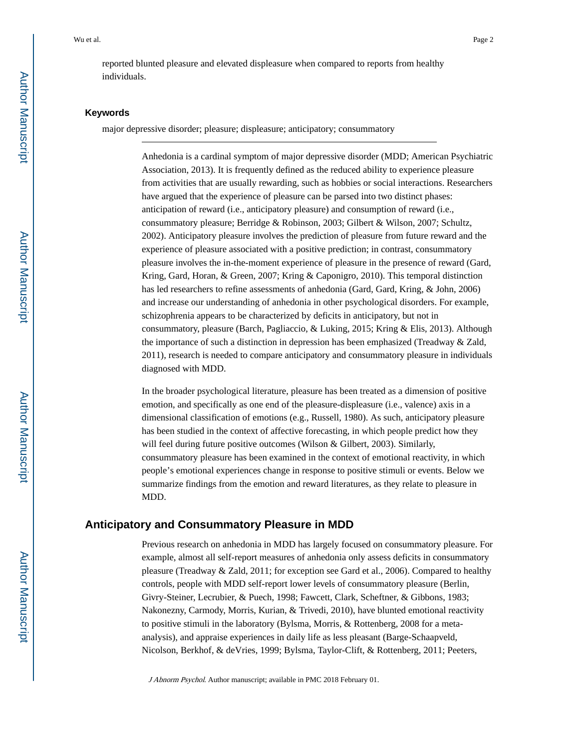reported blunted pleasure and elevated displeasure when compared to reports from healthy individuals.

### Keywords

major depressive disorder; pleasure; displeasure; anticipatory; consummatory

Anhedonia is a cardinal symptom of major depressive disorder (MDD; American Psychiatric Association, 2013). It is frequently defined as the reduced ability to experience pleasure from activities that are usually rewarding, such as hobbies or social interactions. Researchers have argued that the experience of pleasure can be parsed into two distinct phases: anticipation of reward (i.e., anticipatory pleasure) and consumption of reward (i.e., consummatory pleasure; Berridge & Robinson, 2003; Gilbert & Wilson, 2007; Schultz, 2002). Anticipatory pleasure involves the prediction of pleasure from future reward and the experience of pleasure associated with a positive prediction; in contrast, consummatory pleasure involves the in-the-moment experience of pleasure in the presence of reward (Gard, Kring, Gard, Horan, & Green, 2007; Kring & Caponigro, 2010). This temporal distinction has led researchers to refine assessments of anhedonia (Gard, Gard, Kring, & John, 2006) and increase our understanding of anhedonia in other psychological disorders. For example, schizophrenia appears to be characterized by deficits in anticipatory, but not in consummatory, pleasure (Barch, Pagliaccio, & Luking, 2015; Kring & Elis, 2013). Although the importance of such a distinction in depression has been emphasized (Treadway & Zald, 2011), research is needed to compare anticipatory and consummatory pleasure in individuals diagnosed with MDD.

In the broader psychological literature, pleasure has been treated as a dimension of positive emotion, and specifically as one end of the pleasure-displeasure (i.e., valence) axis in a dimensional classification of emotions (e.g., Russell, 1980). As such, anticipatory pleasure has been studied in the context of affective forecasting, in which people predict how they will feel during future positive outcomes (Wilson & Gilbert, 2003). Similarly, consummatory pleasure has been examined in the context of emotional reactivity, in which people's emotional experiences change in response to positive stimuli or events. Below we summarize findings from the emotion and reward literatures, as they relate to pleasure in MDD.

## Anticipatory and Consummatory Pleasure in MDD

Previous research on anhedonia in MDD has largely focused on consummatory pleasure. For example, almost all self-report measures of anhedonia only assess deficits in consummatory pleasure (Treadway & Zald, 2011; for exception see Gard et al., 2006). Compared to healthy controls, people with MDD self-report lower levels of consummatory pleasure (Berlin, Givry-Steiner, Lecrubier, & Puech, 1998; Fawcett, Clark, Scheftner, & Gibbons, 1983; Nakonezny, Carmody, Morris, Kurian, & Trivedi, 2010), have blunted emotional reactivity to positive stimuli in the laboratory (Bylsma, Morris, & Rottenberg, 2008 for a meta-analysis), and appraise experiences in daily life as less pleasant (Barge-Schaapveld, Nicolson, Berkhof, & deVries, 1999; Bylsma, Taylor-Clift, & Rottenberg, 2011; Peeters,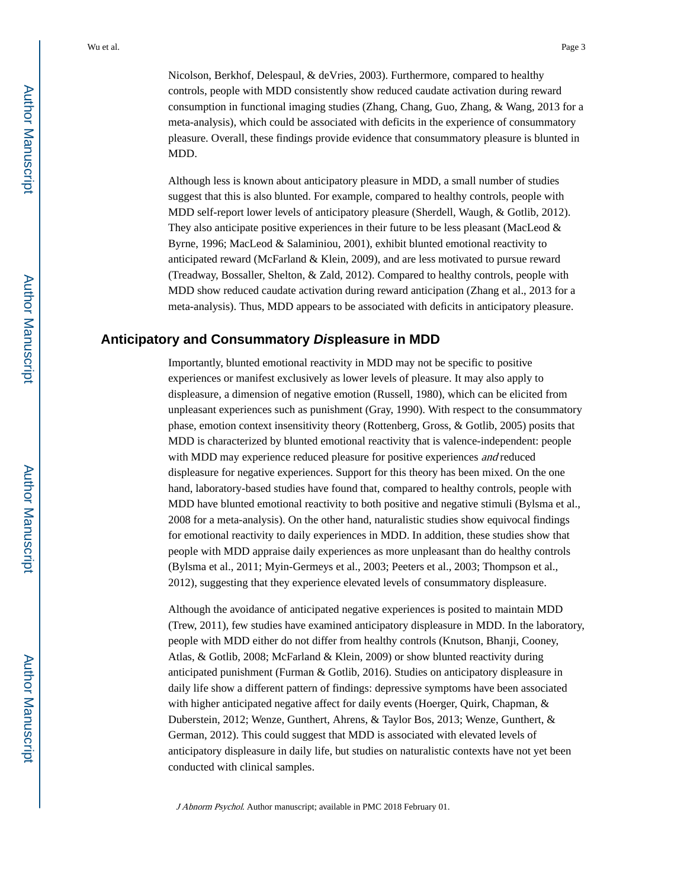Nicolson, Berkhof, Delespaul, & deVries, 2003). Furthermore, compared to healthy controls, people with MDD consistently show reduced caudate activation during reward consumption in functional imaging studies (Zhang, Chang, Guo, Zhang, & Wang, 2013 for a meta-analysis), which could be associated with deficits in the experience of consummatory pleasure. Overall, these findings provide evidence that consummatory pleasure is blunted in MDD.

Although less is known about anticipatory pleasure in MDD, a small number of studies suggest that this is also blunted. For example, compared to healthy controls, people with MDD self-report lower levels of anticipatory pleasure (Sherdell, Waugh, & Gotlib, 2012). They also anticipate positive experiences in their future to be less pleasant (MacLeod & Byrne, 1996; MacLeod & Salaminiou, 2001), exhibit blunted emotional reactivity to anticipated reward (McFarland & Klein, 2009), and are less motivated to pursue reward (Treadway, Bossaller, Shelton, & Zald, 2012). Compared to healthy controls, people with MDD show reduced caudate activation during reward anticipation (Zhang et al., 2013 for a meta-analysis). Thus, MDD appears to be associated with deficits in anticipatory pleasure.

## Anticipatory and Consummatory *Dis*pleasure in MDD

Importantly, blunted emotional reactivity in MDD may not be specific to positive experiences or manifest exclusively as lower levels of pleasure. It may also apply to displeasure, a dimension of negative emotion (Russell, 1980), which can be elicited from unpleasant experiences such as punishment (Gray, 1990). With respect to the consummatory phase, emotion context insensitivity theory (Rottenberg, Gross, & Gotlib, 2005) posits that MDD is characterized by blunted emotional reactivity that is valence-independent: people with MDD may experience reduced pleasure for positive experiences *and* reduced displeasure for negative experiences. Support for this theory has been mixed. On the one hand, laboratory-based studies have found that, compared to healthy controls, people with MDD have blunted emotional reactivity to both positive and negative stimuli (Bylsma et al., 2008 for a meta-analysis). On the other hand, naturalistic studies show equivocal findings for emotional reactivity to daily experiences in MDD. In addition, these studies show that people with MDD appraise daily experiences as more unpleasant than do healthy controls (Bylsma et al., 2011; Myin-Germeys et al., 2003; Peeters et al., 2003; Thompson et al., 2012), suggesting that they experience elevated levels of consummatory displeasure.

Although the avoidance of anticipated negative experiences is posited to maintain MDD (Trew, 2011), few studies have examined anticipatory displeasure in MDD. In the laboratory, people with MDD either do not differ from healthy controls (Knutson, Bhanji, Cooney, Atlas, & Gotlib, 2008; McFarland & Klein, 2009) or show blunted reactivity during anticipated punishment (Furman & Gotlib, 2016). Studies on anticipatory displeasure in daily life show a different pattern of findings: depressive symptoms have been associated with higher anticipated negative affect for daily events (Hoerger, Quirk, Chapman, & Duberstein, 2012; Wenze, Gunthert, Ahrens, & Taylor Bos, 2013; Wenze, Gunthert, & German, 2012). This could suggest that MDD is associated with elevated levels of anticipatory displeasure in daily life, but studies on naturalistic contexts have not yet been conducted with clinical samples.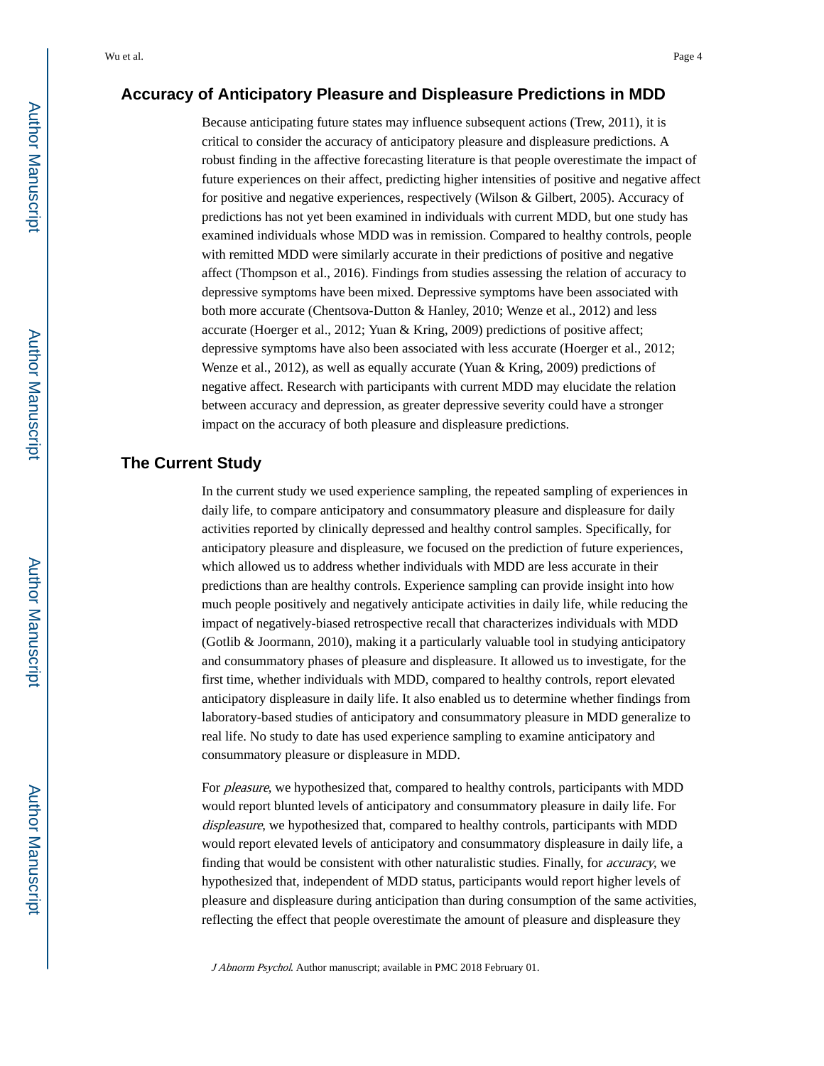## Accuracy of Anticipatory Pleasure and Displeasure Predictions in MDD

Because anticipating future states may influence subsequent actions (Trew, 2011), it is critical to consider the accuracy of anticipatory pleasure and displeasure predictions. A robust finding in the affective forecasting literature is that people overestimate the impact of future experiences on their affect, predicting higher intensities of positive and negative affect for positive and negative experiences, respectively (Wilson & Gilbert, 2005). Accuracy of predictions has not yet been examined in individuals with current MDD, but one study has examined individuals whose MDD was in remission. Compared to healthy controls, people with remitted MDD were similarly accurate in their predictions of positive and negative affect (Thompson et al., 2016). Findings from studies assessing the relation of accuracy to depressive symptoms have been mixed. Depressive symptoms have been associated with both more accurate (Chentsova-Dutton & Hanley, 2010; Wenze et al., 2012) and less accurate (Hoerger et al., 2012; Yuan & Kring, 2009) predictions of positive affect; depressive symptoms have also been associated with less accurate (Hoerger et al., 2012; Wenze et al., 2012), as well as equally accurate (Yuan & Kring, 2009) predictions of negative affect. Research with participants with current MDD may elucidate the relation between accuracy and depression, as greater depressive severity could have a stronger impact on the accuracy of both pleasure and displeasure predictions.

## The Current Study

In the current study we used experience sampling, the repeated sampling of experiences in daily life, to compare anticipatory and consummatory pleasure and displeasure for daily activities reported by clinically depressed and healthy control samples. Specifically, for anticipatory pleasure and displeasure, we focused on the prediction of future experiences, which allowed us to address whether individuals with MDD are less accurate in their predictions than are healthy controls. Experience sampling can provide insight into how much people positively and negatively anticipate activities in daily life, while reducing the impact of negatively-biased retrospective recall that characterizes individuals with MDD (Gotlib & Joormann, 2010), making it a particularly valuable tool in studying anticipatory and consummatory phases of pleasure and displeasure. It allowed us to investigate, for the first time, whether individuals with MDD, compared to healthy controls, report elevated anticipatory displeasure in daily life. It also enabled us to determine whether findings from laboratory-based studies of anticipatory and consummatory pleasure in MDD generalize to real life. No study to date has used experience sampling to examine anticipatory and consummatory pleasure or displeasure in MDD.

For *pleasure*, we hypothesized that, compared to healthy controls, participants with MDD would report blunted levels of anticipatory and consummatory pleasure in daily life. For *displeasure*, we hypothesized that, compared to healthy controls, participants with MDD would report elevated levels of anticipatory and consummatory displeasure in daily life, a finding that would be consistent with other naturalistic studies. Finally, for *accuracy*, we hypothesized that, independent of MDD status, participants would report higher levels of pleasure and displeasure during anticipation than during consumption of the same activities, reflecting the effect that people overestimate the amount of pleasure and displeasure they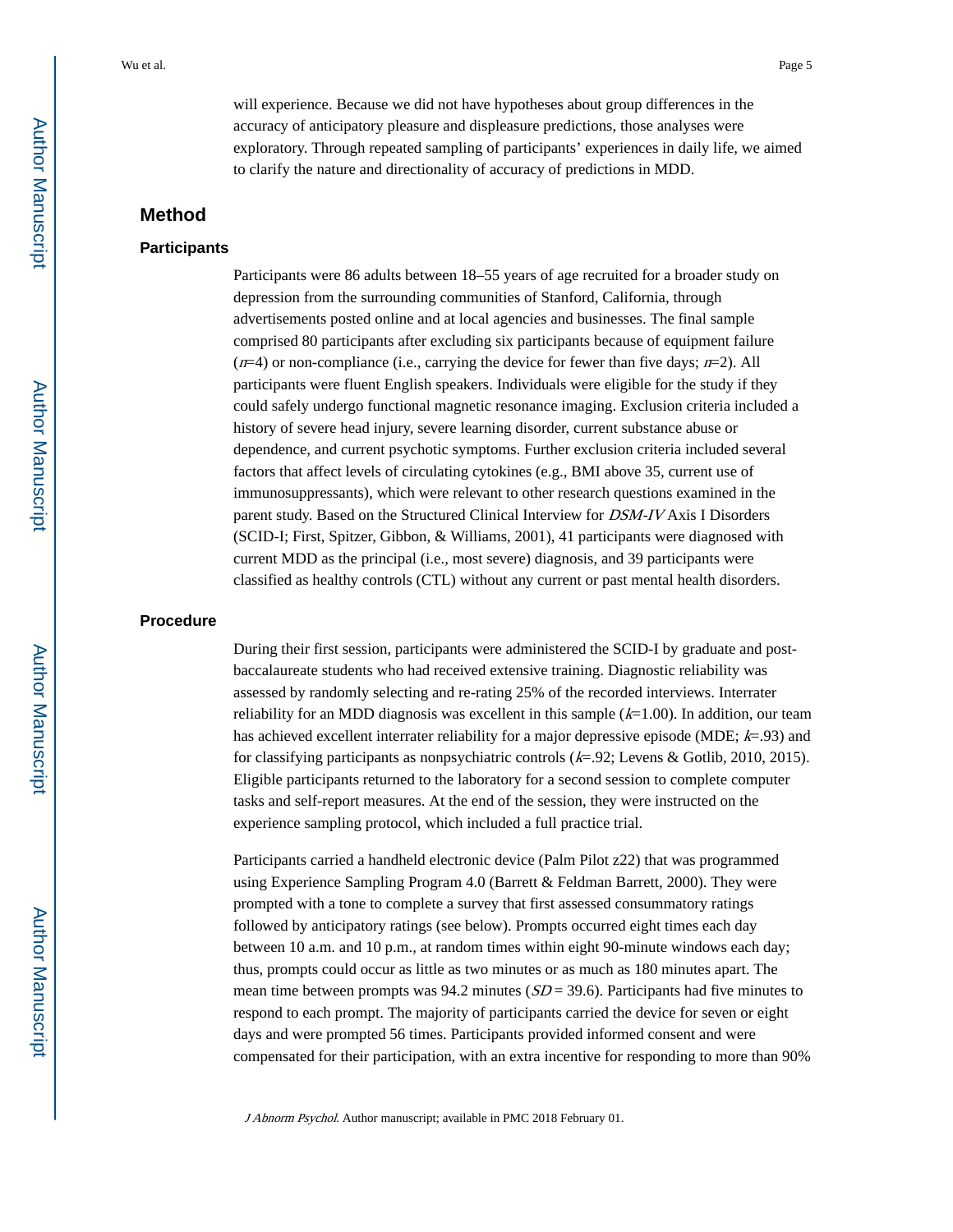will experience. Because we did not have hypotheses about group differences in the accuracy of anticipatory pleasure and displeasure predictions, those analyses were exploratory. Through repeated sampling of participants' experiences in daily life, we aimed to clarify the nature and directionality of accuracy of predictions in MDD.

## Method

### Participants

Participants were 86 adults between 18–55 years of age recruited for a broader study on depression from the surrounding communities of Stanford, California, through advertisements posted online and at local agencies and businesses. The final sample comprised 80 participants after excluding six participants because of equipment failure ($n$=4) or non-compliance (i.e., carrying the device for fewer than five days; $n$=2). All participants were fluent English speakers. Individuals were eligible for the study if they could safely undergo functional magnetic resonance imaging. Exclusion criteria included a history of severe head injury, severe learning disorder, current substance abuse or dependence, and current psychotic symptoms. Further exclusion criteria included several factors that affect levels of circulating cytokines (e.g., BMI above 35, current use of immunosuppressants), which were relevant to other research questions examined in the parent study. Based on the Structured Clinical Interview for *DSM-IV* Axis I Disorders (SCID-I; First, Spitzer, Gibbon, & Williams, 2001), 41 participants were diagnosed with current MDD as the principal (i.e., most severe) diagnosis, and 39 participants were classified as healthy controls (CTL) without any current or past mental health disorders.

### Procedure

During their first session, participants were administered the SCID-I by graduate and post-baccalaureate students who had received extensive training. Diagnostic reliability was assessed by randomly selecting and re-rating 25% of the recorded interviews. Interrater reliability for an MDD diagnosis was excellent in this sample ($k$=1.00). In addition, our team has achieved excellent interrater reliability for a major depressive episode (MDE; $k$=.93) and for classifying participants as nonpsychiatric controls ($k$=.92; Levens & Gotlib, 2010, 2015). Eligible participants returned to the laboratory for a second session to complete computer tasks and self-report measures. At the end of the session, they were instructed on the experience sampling protocol, which included a full practice trial.

Participants carried a handheld electronic device (Palm Pilot z22) that was programmed using Experience Sampling Program 4.0 (Barrett & Feldman Barrett, 2000). They were prompted with a tone to complete a survey that first assessed consummatory ratings followed by anticipatory ratings (see below). Prompts occurred eight times each day between 10 a.m. and 10 p.m., at random times within eight 90-minute windows each day; thus, prompts could occur as little as two minutes or as much as 180 minutes apart. The mean time between prompts was 94.2 minutes ($SD$ = 39.6). Participants had five minutes to respond to each prompt. The majority of participants carried the device for seven or eight days and were prompted 56 times. Participants provided informed consent and were compensated for their participation, with an extra incentive for responding to more than 90%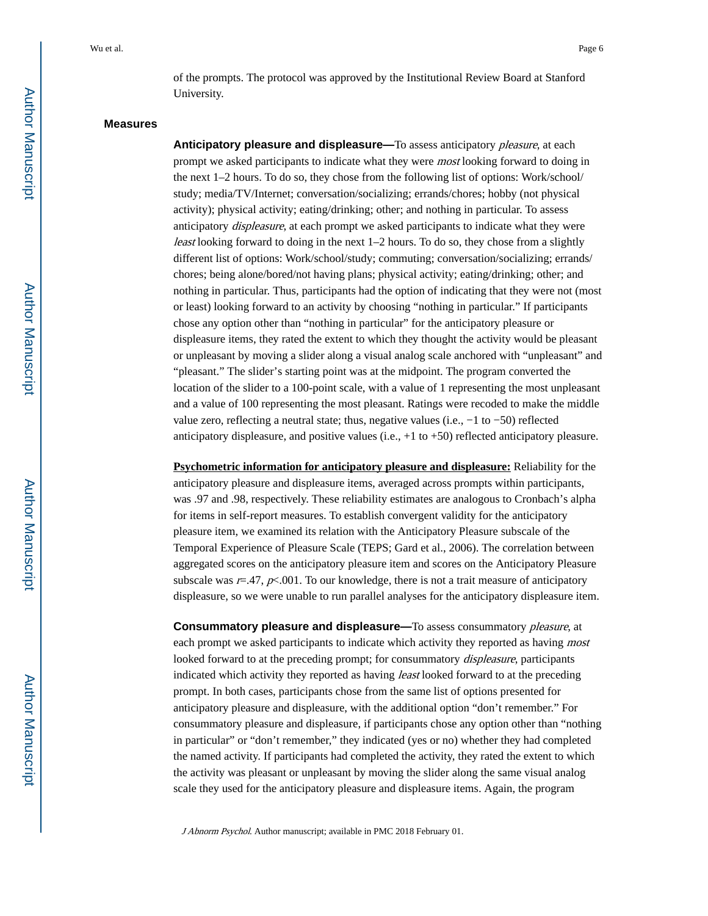of the prompts. The protocol was approved by the Institutional Review Board at Stanford University.

## Measures

**Anticipatory pleasure and displeasure—**To assess anticipatory *pleasure*, at each prompt we asked participants to indicate what they were *most* looking forward to doing in the next 1–2 hours. To do so, they chose from the following list of options: Work/school/study; media/TV/Internet; conversation/socializing; errands/chores; hobby (not physical activity); physical activity; eating/drinking; other; and nothing in particular. To assess anticipatory *displeasure*, at each prompt we asked participants to indicate what they were *least* looking forward to doing in the next 1–2 hours. To do so, they chose from a slightly different list of options: Work/school/study; commuting; conversation/socializing; errands/chores; being alone/bored/not having plans; physical activity; eating/drinking; other; and nothing in particular. Thus, participants had the option of indicating that they were not (most or least) looking forward to an activity by choosing “nothing in particular.” If participants chose any option other than “nothing in particular” for the anticipatory pleasure or displeasure items, they rated the extent to which they thought the activity would be pleasant or unpleasant by moving a slider along a visual analog scale anchored with “unpleasant” and “pleasant.” The slider’s starting point was at the midpoint. The program converted the location of the slider to a 100-point scale, with a value of 1 representing the most unpleasant and a value of 100 representing the most pleasant. Ratings were recoded to make the middle value zero, reflecting a neutral state; thus, negative values (i.e., −1 to −50) reflected anticipatory displeasure, and positive values (i.e., +1 to +50) reflected anticipatory pleasure.

**Psychometric information for anticipatory pleasure and displeasure:** Reliability for the anticipatory pleasure and displeasure items, averaged across prompts within participants, was .97 and .98, respectively. These reliability estimates are analogous to Cronbach’s alpha for items in self-report measures. To establish convergent validity for the anticipatory pleasure item, we examined its relation with the Anticipatory Pleasure subscale of the Temporal Experience of Pleasure Scale (TEPS; Gard et al., 2006). The correlation between aggregated scores on the anticipatory pleasure item and scores on the Anticipatory Pleasure subscale was $r$=.47, $p$<.001. To our knowledge, there is not a trait measure of anticipatory displeasure, so we were unable to run parallel analyses for the anticipatory displeasure item.

**Consummatory pleasure and displeasure—**To assess consummatory *pleasure*, at each prompt we asked participants to indicate which activity they reported as having *most* looked forward to at the preceding prompt; for consummatory *displeasure*, participants indicated which activity they reported as having *least* looked forward to at the preceding prompt. In both cases, participants chose from the same list of options presented for anticipatory pleasure and displeasure, with the additional option “don’t remember.” For consummatory pleasure and displeasure, if participants chose any option other than “nothing in particular” or “don’t remember,” they indicated (yes or no) whether they had completed the named activity. If participants had completed the activity, they rated the extent to which the activity was pleasant or unpleasant by moving the slider along the same visual analog scale they used for the anticipatory pleasure and displeasure items. Again, the program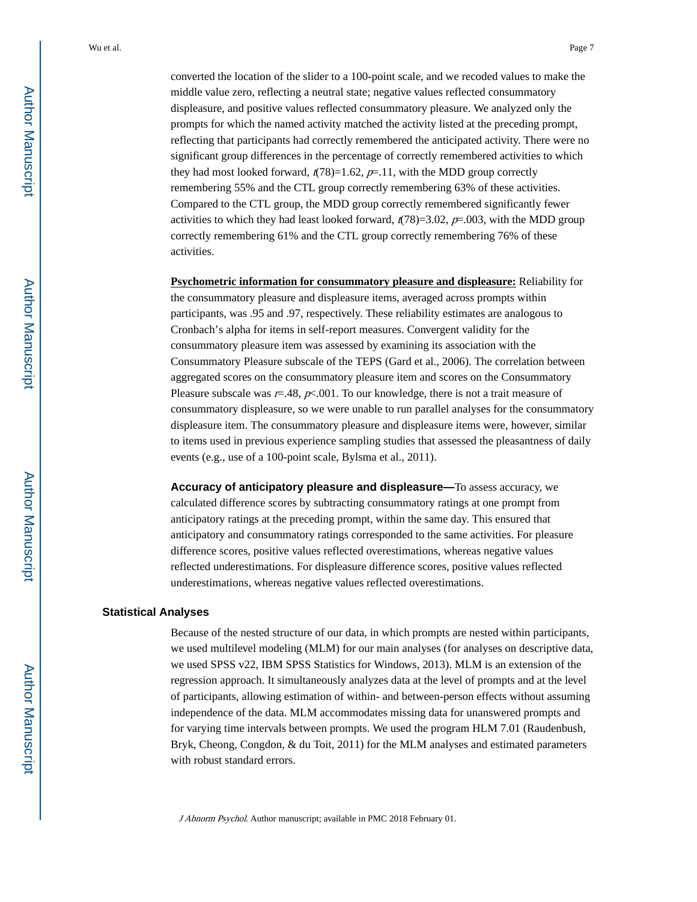converted the location of the slider to a 100-point scale, and we recoded values to make the middle value zero, reflecting a neutral state; negative values reflected consummatory displeasure, and positive values reflected consummatory pleasure. We analyzed only the prompts for which the named activity matched the activity listed at the preceding prompt, reflecting that participants had correctly remembered the anticipated activity. There were no significant group differences in the percentage of correctly remembered activities to which they had most looked forward, $t(78)=1.62$, $p=.11$, with the MDD group correctly remembering 55% and the CTL group correctly remembering 63% of these activities. Compared to the CTL group, the MDD group correctly remembered significantly fewer activities to which they had least looked forward, $t(78)=3.02$, $p=.003$, with the MDD group correctly remembering 61% and the CTL group correctly remembering 76% of these activities.

**Psychometric information for consummatory pleasure and displeasure:** Reliability for the consummatory pleasure and displeasure items, averaged across prompts within participants, was .95 and .97, respectively. These reliability estimates are analogous to Cronbach's alpha for items in self-report measures. Convergent validity for the consummatory pleasure item was assessed by examining its association with the Consummatory Pleasure subscale of the TEPS (Gard et al., 2006). The correlation between aggregated scores on the consummatory pleasure item and scores on the Consummatory Pleasure subscale was $r=.48$, $p<.001$. To our knowledge, there is not a trait measure of consummatory displeasure, so we were unable to run parallel analyses for the consummatory displeasure item. The consummatory pleasure and displeasure items were, however, similar to items used in previous experience sampling studies that assessed the pleasantness of daily events (e.g., use of a 100-point scale, Bylsma et al., 2011).

**Accuracy of anticipatory pleasure and displeasure—**To assess accuracy, we calculated difference scores by subtracting consummatory ratings at one prompt from anticipatory ratings at the preceding prompt, within the same day. This ensured that anticipatory and consummatory ratings corresponded to the same activities. For pleasure difference scores, positive values reflected overestimations, whereas negative values reflected underestimations. For displeasure difference scores, positive values reflected underestimations, whereas negative values reflected overestimations.

### Statistical Analyses

Because of the nested structure of our data, in which prompts are nested within participants, we used multilevel modeling (MLM) for our main analyses (for analyses on descriptive data, we used SPSS v22, IBM SPSS Statistics for Windows, 2013). MLM is an extension of the regression approach. It simultaneously analyzes data at the level of prompts and at the level of participants, allowing estimation of within- and between-person effects without assuming independence of the data. MLM accommodates missing data for unanswered prompts and for varying time intervals between prompts. We used the program HLM 7.01 (Raudenbush, Bryk, Cheong, Congdon, & du Toit, 2011) for the MLM analyses and estimated parameters with robust standard errors.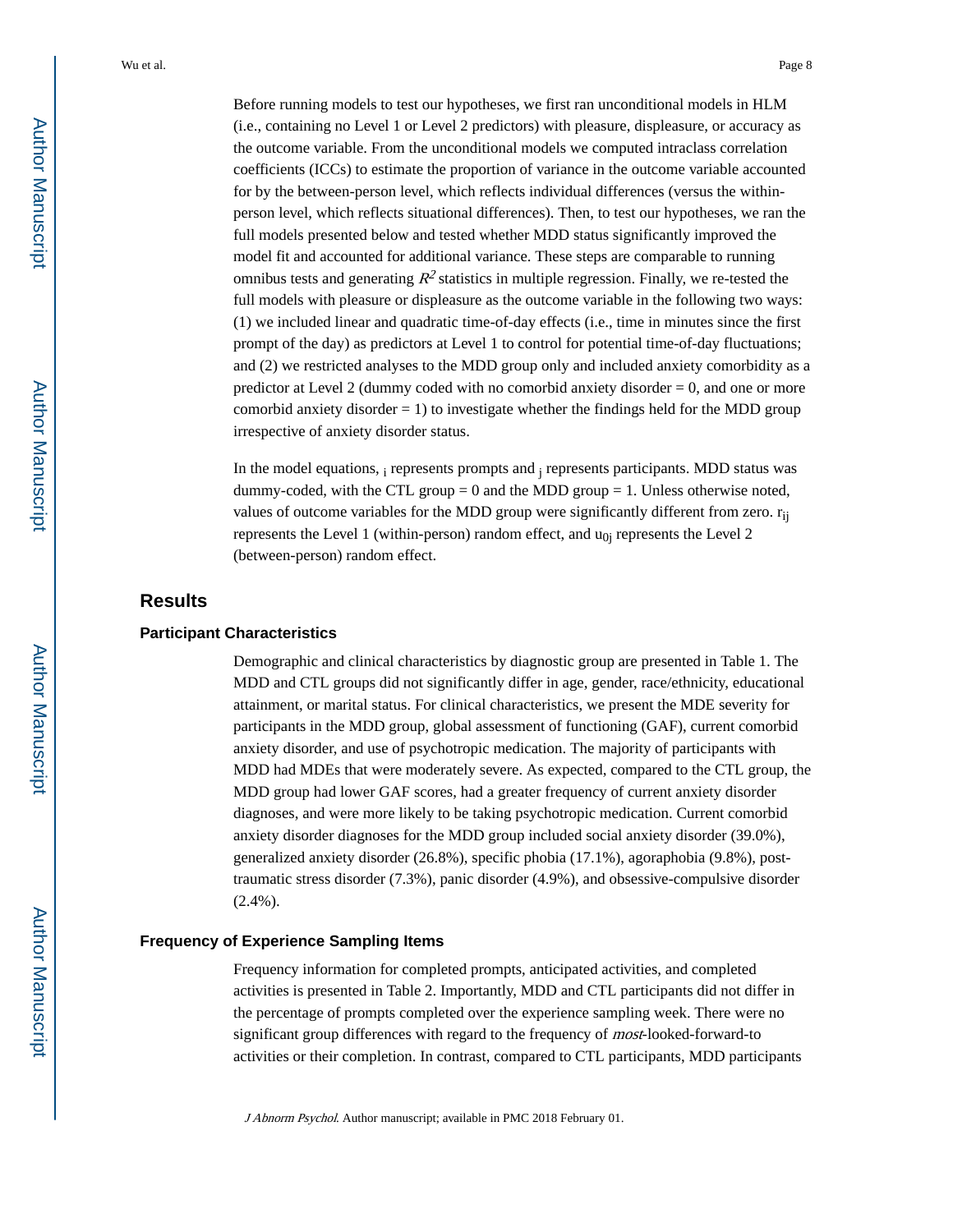Before running models to test our hypotheses, we first ran unconditional models in HLM (i.e., containing no Level 1 or Level 2 predictors) with pleasure, displeasure, or accuracy as the outcome variable. From the unconditional models we computed intraclass correlation coefficients (ICCs) to estimate the proportion of variance in the outcome variable accounted for by the between-person level, which reflects individual differences (versus the within-person level, which reflects situational differences). Then, to test our hypotheses, we ran the full models presented below and tested whether MDD status significantly improved the model fit and accounted for additional variance. These steps are comparable to running omnibus tests and generating $R^2$ statistics in multiple regression. Finally, we re-tested the full models with pleasure or displeasure as the outcome variable in the following two ways: (1) we included linear and quadratic time-of-day effects (i.e., time in minutes since the first prompt of the day) as predictors at Level 1 to control for potential time-of-day fluctuations; and (2) we restricted analyses to the MDD group only and included anxiety comorbidity as a predictor at Level 2 (dummy coded with no comorbid anxiety disorder = 0, and one or more comorbid anxiety disorder = 1) to investigate whether the findings held for the MDD group irrespective of anxiety disorder status.

In the model equations, $_i$ represents prompts and $_j$ represents participants. MDD status was dummy-coded, with the CTL group = 0 and the MDD group = 1. Unless otherwise noted, values of outcome variables for the MDD group were significantly different from zero. $r_{ij}$ represents the Level 1 (within-person) random effect, and $u_{0j}$ represents the Level 2 (between-person) random effect.

## Results

### Participant Characteristics

Demographic and clinical characteristics by diagnostic group are presented in Table 1. The MDD and CTL groups did not significantly differ in age, gender, race/ethnicity, educational attainment, or marital status. For clinical characteristics, we present the MDE severity for participants in the MDD group, global assessment of functioning (GAF), current comorbid anxiety disorder, and use of psychotropic medication. The majority of participants with MDD had MDEs that were moderately severe. As expected, compared to the CTL group, the MDD group had lower GAF scores, had a greater frequency of current anxiety disorder diagnoses, and were more likely to be taking psychotropic medication. Current comorbid anxiety disorder diagnoses for the MDD group included social anxiety disorder (39.0%), generalized anxiety disorder (26.8%), specific phobia (17.1%), agoraphobia (9.8%), post-traumatic stress disorder (7.3%), panic disorder (4.9%), and obsessive-compulsive disorder (2.4%).

### Frequency of Experience Sampling Items

Frequency information for completed prompts, anticipated activities, and completed activities is presented in Table 2. Importantly, MDD and CTL participants did not differ in the percentage of prompts completed over the experience sampling week. There were no significant group differences with regard to the frequency of *most*-looked-forward-to activities or their completion. In contrast, compared to CTL participants, MDD participants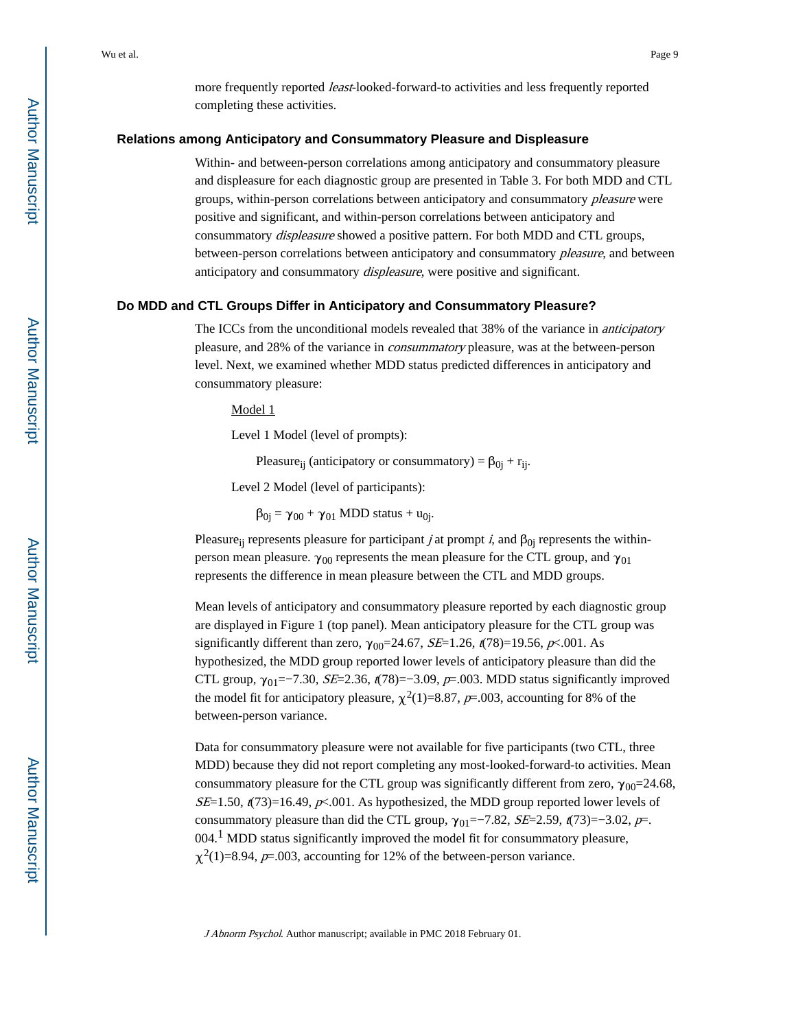more frequently reported *least*-looked-forward-to activities and less frequently reported completing these activities.

## Relations among Anticipatory and Consummatory Pleasure and Displeasure

Within- and between-person correlations among anticipatory and consummatory pleasure and displeasure for each diagnostic group are presented in Table 3. For both MDD and CTL groups, within-person correlations between anticipatory and consummatory *pleasure* were positive and significant, and within-person correlations between anticipatory and consummatory *displeasure* showed a positive pattern. For both MDD and CTL groups, between-person correlations between anticipatory and consummatory *pleasure*, and between anticipatory and consummatory *displeasure*, were positive and significant.

## Do MDD and CTL Groups Differ in Anticipatory and Consummatory Pleasure?

The ICCs from the unconditional models revealed that 38% of the variance in *anticipatory* pleasure, and 28% of the variance in *consummatory* pleasure, was at the between-person level. Next, we examined whether MDD status predicted differences in anticipatory and consummatory pleasure:

Model 1

Level 1 Model (level of prompts):

$$\text{Pleasure}_{ij} \text{ (anticipatory or consummatory)} = \beta_{0j} + r_{ij}.$$

Level 2 Model (level of participants):

$$\beta_{0j} = \gamma_{00} + \gamma_{01} \text{ MDD status} + u_{0j}.$$

$\text{Pleasure}_{ij}$ represents pleasure for participant *j* at prompt *i*, and $\beta_{0j}$ represents the within-person mean pleasure. $\gamma_{00}$ represents the mean pleasure for the CTL group, and $\gamma_{01}$ represents the difference in mean pleasure between the CTL and MDD groups.

Mean levels of anticipatory and consummatory pleasure reported by each diagnostic group are displayed in Figure 1 (top panel). Mean anticipatory pleasure for the CTL group was significantly different than zero, $\gamma_{00}$=24.67, *SE*=1.26, $t(78)$=19.56, $p$<.001. As hypothesized, the MDD group reported lower levels of anticipatory pleasure than did the CTL group, $\gamma_{01}$=−7.30, *SE*=2.36, $t(78)$=−3.09, $p$=.003. MDD status significantly improved the model fit for anticipatory pleasure, $\chi^2(1)$=8.87, $p$=.003, accounting for 8% of the between-person variance.

Data for consummatory pleasure were not available for five participants (two CTL, three MDD) because they did not report completing any most-looked-forward-to activities. Mean consummatory pleasure for the CTL group was significantly different from zero, $\gamma_{00}$=24.68, *SE*=1.50, $t(73)$=16.49, $p$<.001. As hypothesized, the MDD group reported lower levels of consummatory pleasure than did the CTL group, $\gamma_{01}$=−7.82, *SE*=2.59, $t(73)$=−3.02, $p$=.004.[1] MDD status significantly improved the model fit for consummatory pleasure, $\chi^2(1)$=8.94, $p$=.003, accounting for 12% of the between-person variance.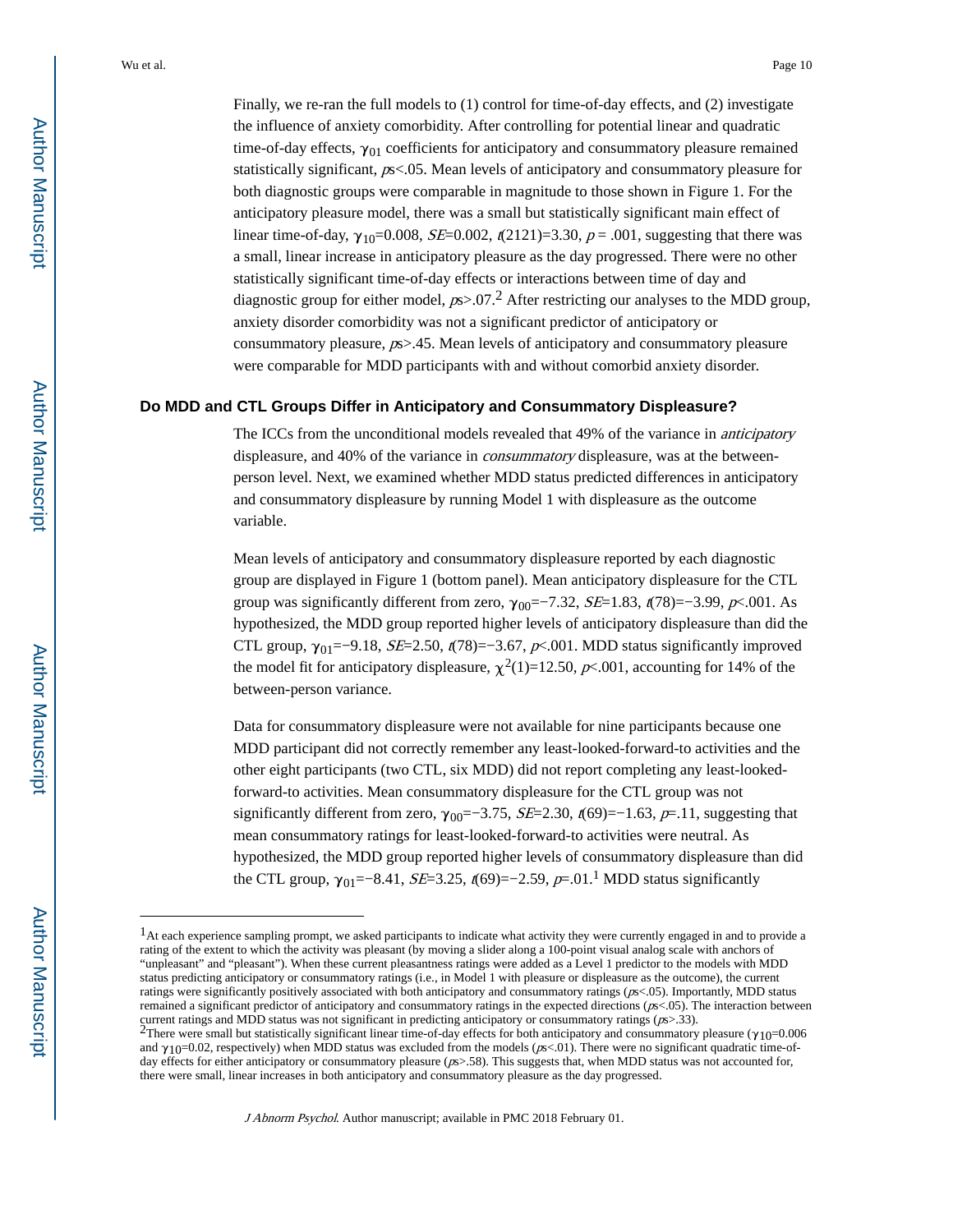Finally, we re-ran the full models to (1) control for time-of-day effects, and (2) investigate the influence of anxiety comorbidity. After controlling for potential linear and quadratic time-of-day effects, $\gamma_{01}$ coefficients for anticipatory and consummatory pleasure remained statistically significant, *ps*<.05. Mean levels of anticipatory and consummatory pleasure for both diagnostic groups were comparable in magnitude to those shown in Figure 1. For the anticipatory pleasure model, there was a small but statistically significant main effect of linear time-of-day, $\gamma_{10}$=0.008, *SE*=0.002, *t*(2121)=3.30, *p* = .001, suggesting that there was a small, linear increase in anticipatory pleasure as the day progressed. There were no other statistically significant time-of-day effects or interactions between time of day and diagnostic group for either model, *ps*>.07.[2] After restricting our analyses to the MDD group, anxiety disorder comorbidity was not a significant predictor of anticipatory or consummatory pleasure, *ps*>.45. Mean levels of anticipatory and consummatory pleasure were comparable for MDD participants with and without comorbid anxiety disorder.

## Do MDD and CTL Groups Differ in Anticipatory and Consummatory Displeasure?

The ICCs from the unconditional models revealed that 49% of the variance in *anticipatory* displeasure, and 40% of the variance in *consummatory* displeasure, was at the between-person level. Next, we examined whether MDD status predicted differences in anticipatory and consummatory displeasure by running Model 1 with displeasure as the outcome variable.

Mean levels of anticipatory and consummatory displeasure reported by each diagnostic group are displayed in Figure 1 (bottom panel). Mean anticipatory displeasure for the CTL group was significantly different from zero, $\gamma_{00}$=−7.32, *SE*=1.83, *t*(78)=−3.99, *p*<.001. As hypothesized, the MDD group reported higher levels of anticipatory displeasure than did the CTL group, $\gamma_{01}$=−9.18, *SE*=2.50, *t*(78)=−3.67, *p*<.001. MDD status significantly improved the model fit for anticipatory displeasure, $\chi^2(1)$=12.50, *p*<.001, accounting for 14% of the between-person variance.

Data for consummatory displeasure were not available for nine participants because one MDD participant did not correctly remember any least-looked-forward-to activities and the other eight participants (two CTL, six MDD) did not report completing any least-looked-forward-to activities. Mean consummatory displeasure for the CTL group was not significantly different from zero, $\gamma_{00}$=−3.75, *SE*=2.30, *t*(69)=−1.63, *p*=.11, suggesting that mean consummatory ratings for least-looked-forward-to activities were neutral. As hypothesized, the MDD group reported higher levels of consummatory displeasure than did the CTL group, $\gamma_{01}$=−8.41, *SE*=3.25, *t*(69)=−2.59, *p*=.01.[1] MDD status significantly

---

[1] At each experience sampling prompt, we asked participants to indicate what activity they were currently engaged in and to provide a rating of the extent to which the activity was pleasant (by moving a slider along a 100-point visual analog scale with anchors of "unpleasant" and "pleasant"). When these current pleasantness ratings were added as a Level 1 predictor to the models with MDD status predicting anticipatory or consummatory ratings (i.e., in Model 1 with pleasure or displeasure as the outcome), the current ratings were significantly positively associated with both anticipatory and consummatory ratings (*ps*<.05). Importantly, MDD status remained a significant predictor of anticipatory and consummatory ratings in the expected directions (*ps*<.05). The interaction between current ratings and MDD status was not significant in predicting anticipatory or consummatory ratings (*ps*>.33).

[2] There were small but statistically significant linear time-of-day effects for both anticipatory and consummatory pleasure ($\gamma_{10}$=0.006 and $\gamma_{10}$=0.02, respectively) when MDD status was excluded from the models (*ps*<.01). There were no significant quadratic time-of-day effects for either anticipatory or consummatory pleasure (*ps*>.58). This suggests that, when MDD status was not accounted for, there were small, linear increases in both anticipatory and consummatory pleasure as the day progressed.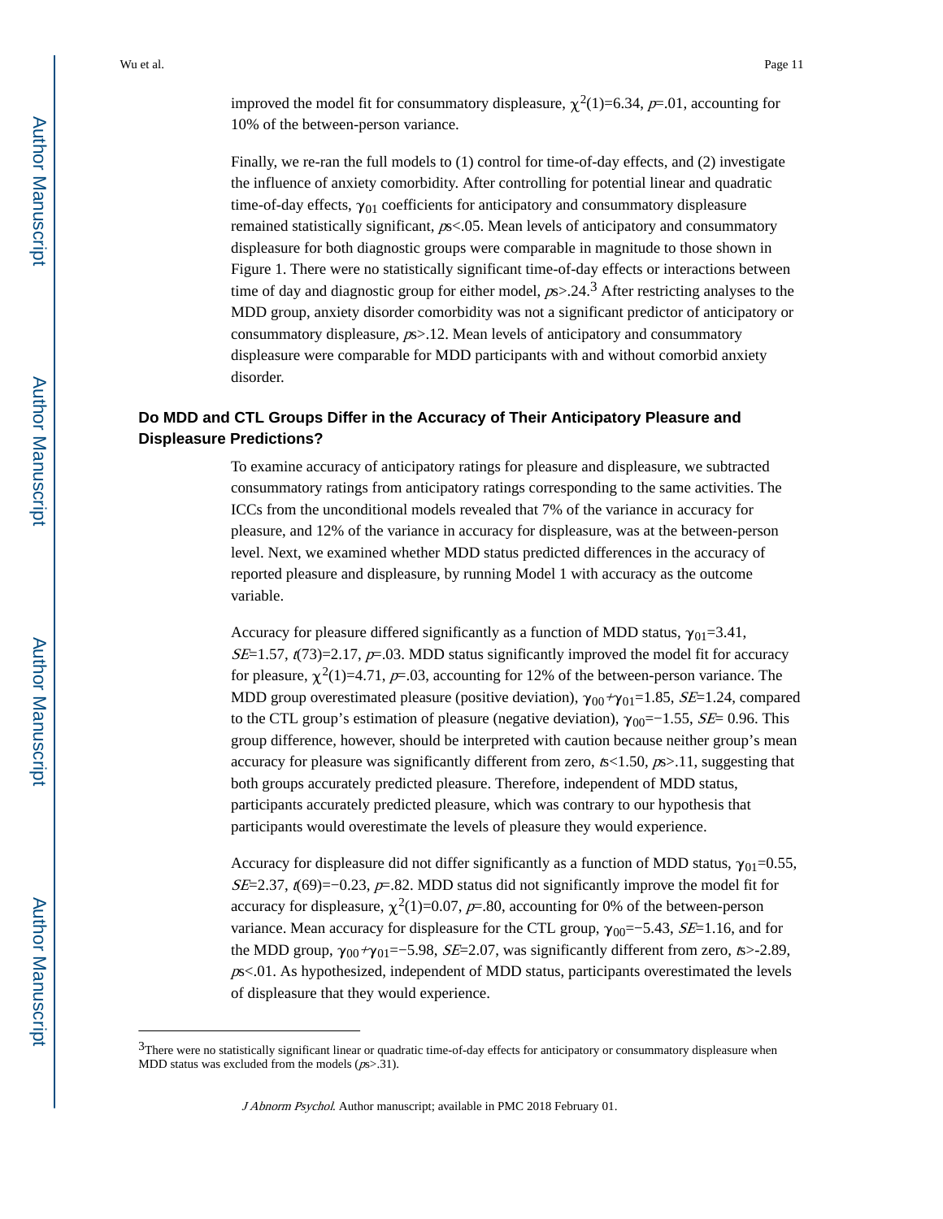improved the model fit for consummatory displeasure, $\chi^2(1)=6.34$, $p=.01$, accounting for 10% of the between-person variance.

Finally, we re-ran the full models to (1) control for time-of-day effects, and (2) investigate the influence of anxiety comorbidity. After controlling for potential linear and quadratic time-of-day effects, $\gamma_{01}$ coefficients for anticipatory and consummatory displeasure remained statistically significant, $ps<.05$. Mean levels of anticipatory and consummatory displeasure for both diagnostic groups were comparable in magnitude to those shown in Figure 1. There were no statistically significant time-of-day effects or interactions between time of day and diagnostic group for either model, $ps>.24$.[3] After restricting analyses to the MDD group, anxiety disorder comorbidity was not a significant predictor of anticipatory or consummatory displeasure, $ps>.12$. Mean levels of anticipatory and consummatory displeasure were comparable for MDD participants with and without comorbid anxiety disorder.

### Do MDD and CTL Groups Differ in the Accuracy of Their Anticipatory Pleasure and Displeasure Predictions?

To examine accuracy of anticipatory ratings for pleasure and displeasure, we subtracted consummatory ratings from anticipatory ratings corresponding to the same activities. The ICCs from the unconditional models revealed that 7% of the variance in accuracy for pleasure, and 12% of the variance in accuracy for displeasure, was at the between-person level. Next, we examined whether MDD status predicted differences in the accuracy of reported pleasure and displeasure, by running Model 1 with accuracy as the outcome variable.

Accuracy for pleasure differed significantly as a function of MDD status, $\gamma_{01}=3.41$, $SE=1.57$, $t(73)=2.17$, $p=.03$. MDD status significantly improved the model fit for accuracy for pleasure, $\chi^2(1)=4.71$, $p=.03$, accounting for 12% of the between-person variance. The MDD group overestimated pleasure (positive deviation), $\gamma_{00}+\gamma_{01}=1.85$, $SE=1.24$, compared to the CTL group's estimation of pleasure (negative deviation), $\gamma_{00}=-1.55$, $SE=0.96$. This group difference, however, should be interpreted with caution because neither group's mean accuracy for pleasure was significantly different from zero, $ts<1.50$, $ps>.11$, suggesting that both groups accurately predicted pleasure. Therefore, independent of MDD status, participants accurately predicted pleasure, which was contrary to our hypothesis that participants would overestimate the levels of pleasure they would experience.

Accuracy for displeasure did not differ significantly as a function of MDD status, $\gamma_{01}=0.55$, $SE=2.37$, $t(69)=-0.23$, $p=.82$. MDD status did not significantly improve the model fit for accuracy for displeasure, $\chi^2(1)=0.07$, $p=.80$, accounting for 0% of the between-person variance. Mean accuracy for displeasure for the CTL group, $\gamma_{00}=-5.43$, $SE=1.16$, and for the MDD group, $\gamma_{00}+\gamma_{01}=-5.98$, $SE=2.07$, was significantly different from zero, $ts>-2.89$, $ps<.01$. As hypothesized, independent of MDD status, participants overestimated the levels of displeasure that they would experience.

[3]There were no statistically significant linear or quadratic time-of-day effects for anticipatory or consummatory displeasure when MDD status was excluded from the models ($ps>.31$).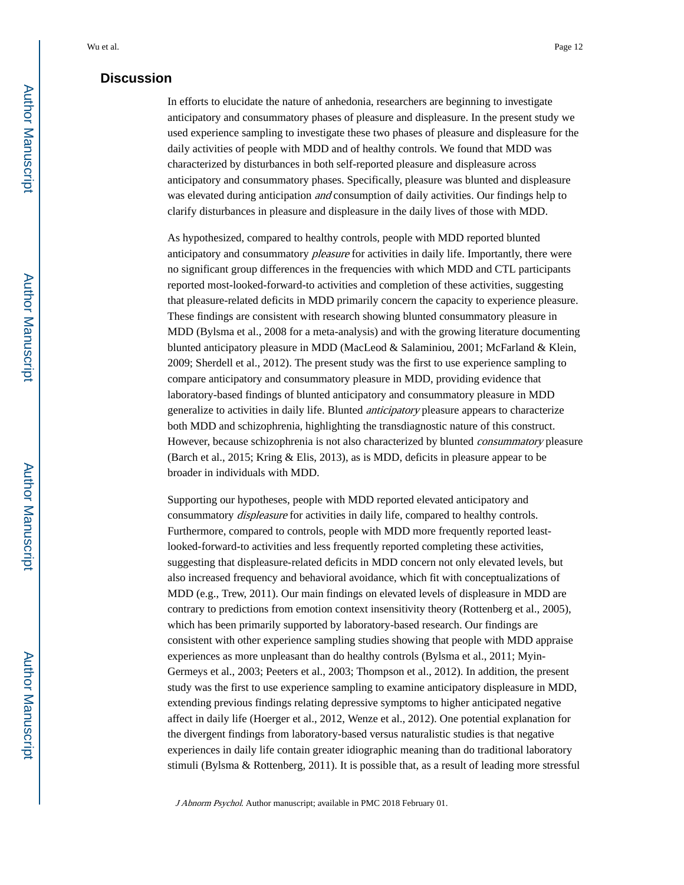## Discussion

In efforts to elucidate the nature of anhedonia, researchers are beginning to investigate anticipatory and consummatory phases of pleasure and displeasure. In the present study we used experience sampling to investigate these two phases of pleasure and displeasure for the daily activities of people with MDD and of healthy controls. We found that MDD was characterized by disturbances in both self-reported pleasure and displeasure across anticipatory and consummatory phases. Specifically, pleasure was blunted and displeasure was elevated during anticipation *and* consumption of daily activities. Our findings help to clarify disturbances in pleasure and displeasure in the daily lives of those with MDD.

As hypothesized, compared to healthy controls, people with MDD reported blunted anticipatory and consummatory *pleasure* for activities in daily life. Importantly, there were no significant group differences in the frequencies with which MDD and CTL participants reported most-looked-forward-to activities and completion of these activities, suggesting that pleasure-related deficits in MDD primarily concern the capacity to experience pleasure. These findings are consistent with research showing blunted consummatory pleasure in MDD (Bylsma et al., 2008 for a meta-analysis) and with the growing literature documenting blunted anticipatory pleasure in MDD (MacLeod & Salaminiou, 2001; McFarland & Klein, 2009; Sherdell et al., 2012). The present study was the first to use experience sampling to compare anticipatory and consummatory pleasure in MDD, providing evidence that laboratory-based findings of blunted anticipatory and consummatory pleasure in MDD generalize to activities in daily life. Blunted *anticipatory* pleasure appears to characterize both MDD and schizophrenia, highlighting the transdiagnostic nature of this construct. However, because schizophrenia is not also characterized by blunted *consummatory* pleasure (Barch et al., 2015; Kring & Elis, 2013), as is MDD, deficits in pleasure appear to be broader in individuals with MDD.

Supporting our hypotheses, people with MDD reported elevated anticipatory and consummatory *displeasure* for activities in daily life, compared to healthy controls. Furthermore, compared to controls, people with MDD more frequently reported least-looked-forward-to activities and less frequently reported completing these activities, suggesting that displeasure-related deficits in MDD concern not only elevated levels, but also increased frequency and behavioral avoidance, which fit with conceptualizations of MDD (e.g., Trew, 2011). Our main findings on elevated levels of displeasure in MDD are contrary to predictions from emotion context insensitivity theory (Rottenberg et al., 2005), which has been primarily supported by laboratory-based research. Our findings are consistent with other experience sampling studies showing that people with MDD appraise experiences as more unpleasant than do healthy controls (Bylsma et al., 2011; Myin-Germeys et al., 2003; Peeters et al., 2003; Thompson et al., 2012). In addition, the present study was the first to use experience sampling to examine anticipatory displeasure in MDD, extending previous findings relating depressive symptoms to higher anticipated negative affect in daily life (Hoerger et al., 2012, Wenze et al., 2012). One potential explanation for the divergent findings from laboratory-based versus naturalistic studies is that negative experiences in daily life contain greater idiographic meaning than do traditional laboratory stimuli (Bylsma & Rottenberg, 2011). It is possible that, as a result of leading more stressful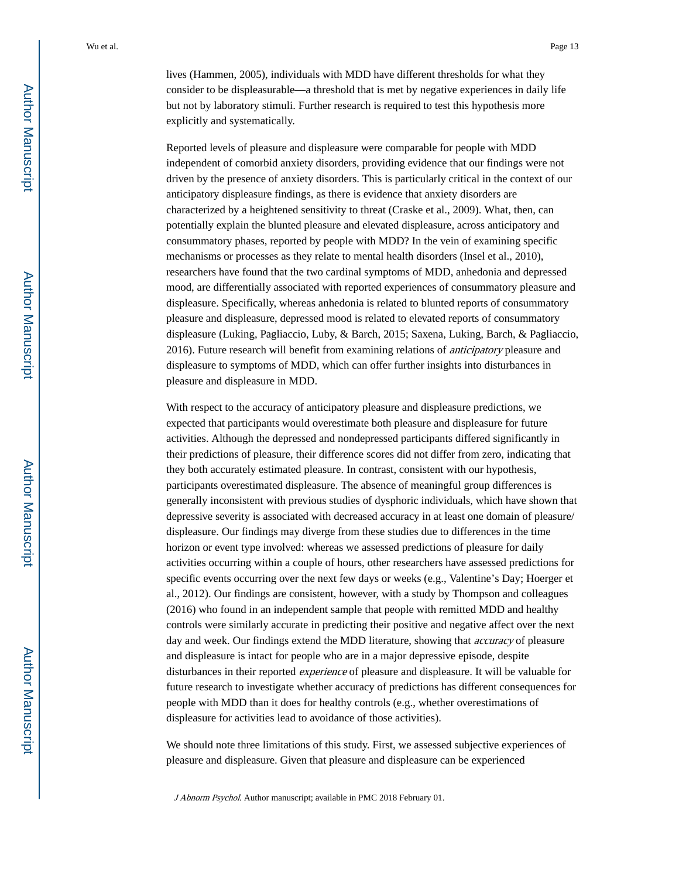lives (Hammen, 2005), individuals with MDD have different thresholds for what they consider to be displeasurable—a threshold that is met by negative experiences in daily life but not by laboratory stimuli. Further research is required to test this hypothesis more explicitly and systematically.

Reported levels of pleasure and displeasure were comparable for people with MDD independent of comorbid anxiety disorders, providing evidence that our findings were not driven by the presence of anxiety disorders. This is particularly critical in the context of our anticipatory displeasure findings, as there is evidence that anxiety disorders are characterized by a heightened sensitivity to threat (Craske et al., 2009). What, then, can potentially explain the blunted pleasure and elevated displeasure, across anticipatory and consummatory phases, reported by people with MDD? In the vein of examining specific mechanisms or processes as they relate to mental health disorders (Insel et al., 2010), researchers have found that the two cardinal symptoms of MDD, anhedonia and depressed mood, are differentially associated with reported experiences of consummatory pleasure and displeasure. Specifically, whereas anhedonia is related to blunted reports of consummatory pleasure and displeasure, depressed mood is related to elevated reports of consummatory displeasure (Luking, Pagliaccio, Luby, & Barch, 2015; Saxena, Luking, Barch, & Pagliaccio, 2016). Future research will benefit from examining relations of *anticipatory* pleasure and displeasure to symptoms of MDD, which can offer further insights into disturbances in pleasure and displeasure in MDD.

With respect to the accuracy of anticipatory pleasure and displeasure predictions, we expected that participants would overestimate both pleasure and displeasure for future activities. Although the depressed and nondepressed participants differed significantly in their predictions of pleasure, their difference scores did not differ from zero, indicating that they both accurately estimated pleasure. In contrast, consistent with our hypothesis, participants overestimated displeasure. The absence of meaningful group differences is generally inconsistent with previous studies of dysphoric individuals, which have shown that depressive severity is associated with decreased accuracy in at least one domain of pleasure/displeasure. Our findings may diverge from these studies due to differences in the time horizon or event type involved: whereas we assessed predictions of pleasure for daily activities occurring within a couple of hours, other researchers have assessed predictions for specific events occurring over the next few days or weeks (e.g., Valentine's Day; Hoerger et al., 2012). Our findings are consistent, however, with a study by Thompson and colleagues (2016) who found in an independent sample that people with remitted MDD and healthy controls were similarly accurate in predicting their positive and negative affect over the next day and week. Our findings extend the MDD literature, showing that *accuracy* of pleasure and displeasure is intact for people who are in a major depressive episode, despite disturbances in their reported *experience* of pleasure and displeasure. It will be valuable for future research to investigate whether accuracy of predictions has different consequences for people with MDD than it does for healthy controls (e.g., whether overestimations of displeasure for activities lead to avoidance of those activities).

We should note three limitations of this study. First, we assessed subjective experiences of pleasure and displeasure. Given that pleasure and displeasure can be experienced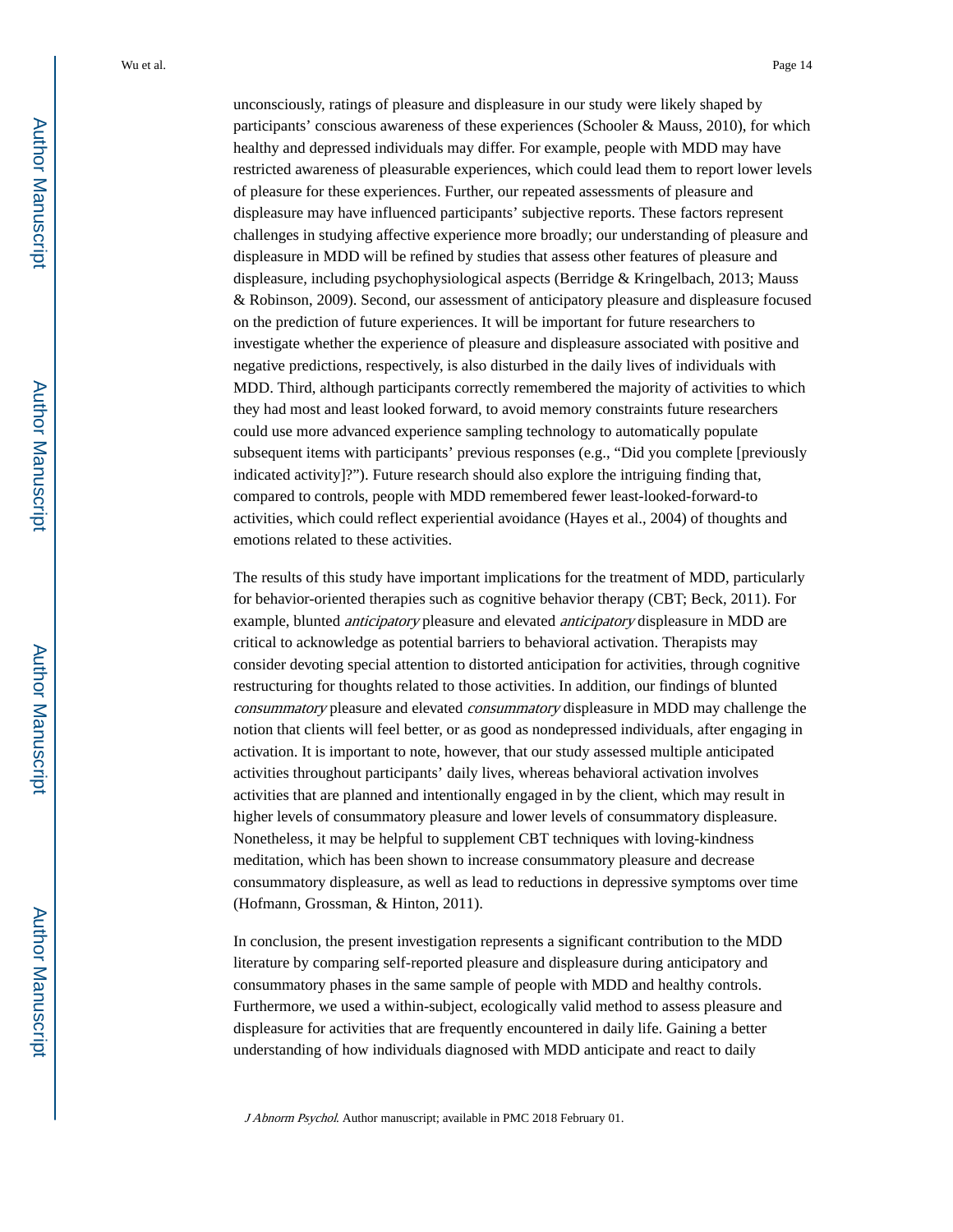unconsciously, ratings of pleasure and displeasure in our study were likely shaped by participants' conscious awareness of these experiences (Schooler & Mauss, 2010), for which healthy and depressed individuals may differ. For example, people with MDD may have restricted awareness of pleasurable experiences, which could lead them to report lower levels of pleasure for these experiences. Further, our repeated assessments of pleasure and displeasure may have influenced participants' subjective reports. These factors represent challenges in studying affective experience more broadly; our understanding of pleasure and displeasure in MDD will be refined by studies that assess other features of pleasure and displeasure, including psychophysiological aspects (Berridge & Kringelbach, 2013; Mauss & Robinson, 2009). Second, our assessment of anticipatory pleasure and displeasure focused on the prediction of future experiences. It will be important for future researchers to investigate whether the experience of pleasure and displeasure associated with positive and negative predictions, respectively, is also disturbed in the daily lives of individuals with MDD. Third, although participants correctly remembered the majority of activities to which they had most and least looked forward, to avoid memory constraints future researchers could use more advanced experience sampling technology to automatically populate subsequent items with participants' previous responses (e.g., "Did you complete [previously indicated activity]?"). Future research should also explore the intriguing finding that, compared to controls, people with MDD remembered fewer least-looked-forward-to activities, which could reflect experiential avoidance (Hayes et al., 2004) of thoughts and emotions related to these activities.

The results of this study have important implications for the treatment of MDD, particularly for behavior-oriented therapies such as cognitive behavior therapy (CBT; Beck, 2011). For example, blunted *anticipatory* pleasure and elevated *anticipatory* displeasure in MDD are critical to acknowledge as potential barriers to behavioral activation. Therapists may consider devoting special attention to distorted anticipation for activities, through cognitive restructuring for thoughts related to those activities. In addition, our findings of blunted *consummatory* pleasure and elevated *consummatory* displeasure in MDD may challenge the notion that clients will feel better, or as good as nondepressed individuals, after engaging in activation. It is important to note, however, that our study assessed multiple anticipated activities throughout participants' daily lives, whereas behavioral activation involves activities that are planned and intentionally engaged in by the client, which may result in higher levels of consummatory pleasure and lower levels of consummatory displeasure. Nonetheless, it may be helpful to supplement CBT techniques with loving-kindness meditation, which has been shown to increase consummatory pleasure and decrease consummatory displeasure, as well as lead to reductions in depressive symptoms over time (Hofmann, Grossman, & Hinton, 2011).

In conclusion, the present investigation represents a significant contribution to the MDD literature by comparing self-reported pleasure and displeasure during anticipatory and consummatory phases in the same sample of people with MDD and healthy controls. Furthermore, we used a within-subject, ecologically valid method to assess pleasure and displeasure for activities that are frequently encountered in daily life. Gaining a better understanding of how individuals diagnosed with MDD anticipate and react to daily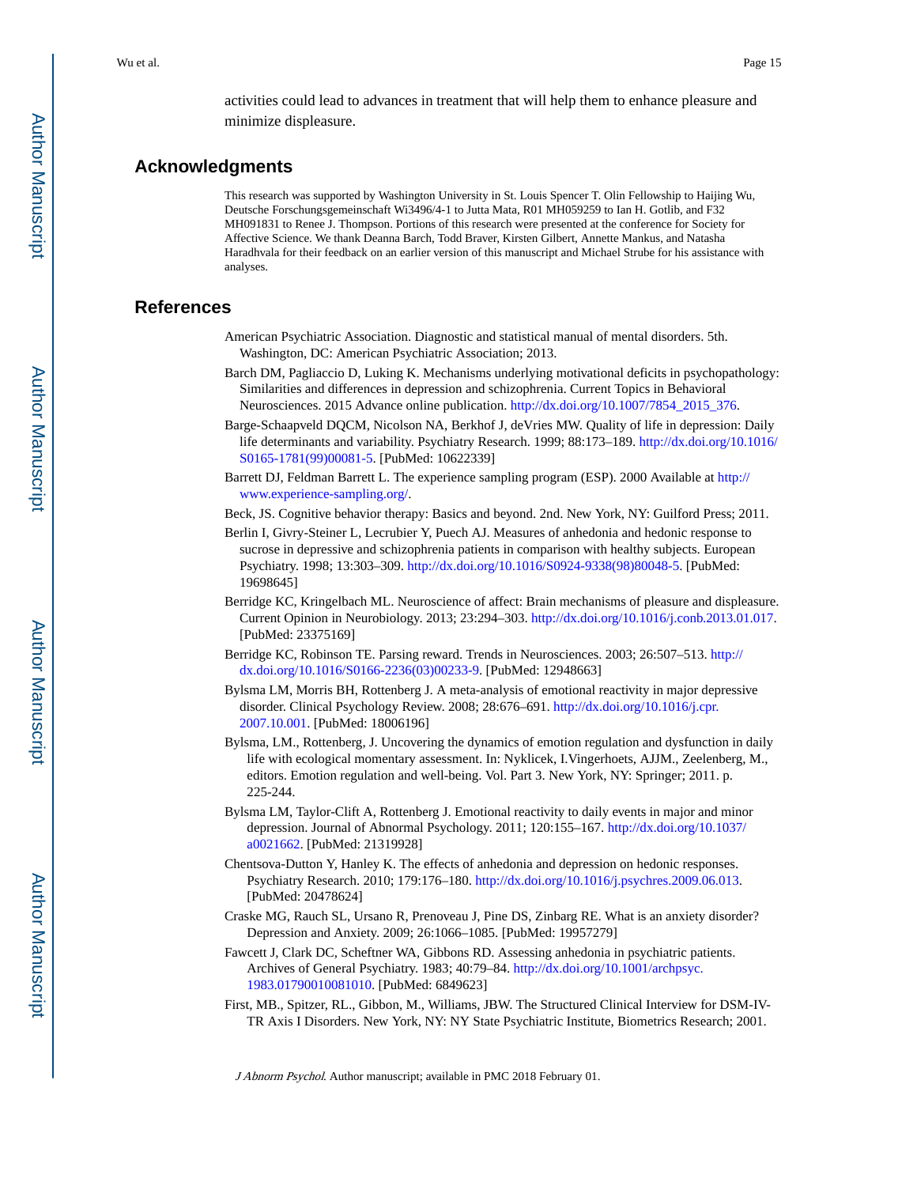activities could lead to advances in treatment that will help them to enhance pleasure and minimize displeasure.

## Acknowledgments

This research was supported by Washington University in St. Louis Spencer T. Olin Fellowship to Haijing Wu, Deutsche Forschungsgemeinschaft Wi3496/4-1 to Jutta Mata, R01 MH059259 to Ian H. Gotlib, and F32 MH091831 to Renee J. Thompson. Portions of this research were presented at the conference for Society for Affective Science. We thank Deanna Barch, Todd Braver, Kirsten Gilbert, Annette Mankus, and Natasha Haradhvala for their feedback on an earlier version of this manuscript and Michael Strube for his assistance with analyses.

## References

American Psychiatric Association. Diagnostic and statistical manual of mental disorders. 5th. Washington, DC: American Psychiatric Association; 2013.

Barch DM, Pagliaccio D, Luking K. Mechanisms underlying motivational deficits in psychopathology: Similarities and differences in depression and schizophrenia. Current Topics in Behavioral Neurosciences. 2015 Advance online publication. http://dx.doi.org/10.1007/7854_2015_376.

Barge-Schaapveld DQCM, Nicolson NA, Berkhof J, deVries MW. Quality of life in depression: Daily life determinants and variability. Psychiatry Research. 1999; 88:173–189. http://dx.doi.org/10.1016/S0165-1781(99)00081-5. [PubMed: 10622339]

Barrett DJ, Feldman Barrett L. The experience sampling program (ESP). 2000 Available at http://www.experience-sampling.org/.

Beck, JS. Cognitive behavior therapy: Basics and beyond. 2nd. New York, NY: Guilford Press; 2011.

Berlin I, Givry-Steiner L, Lecrubier Y, Puech AJ. Measures of anhedonia and hedonic response to sucrose in depressive and schizophrenia patients in comparison with healthy subjects. European Psychiatry. 1998; 13:303–309. http://dx.doi.org/10.1016/S0924-9338(98)80048-5. [PubMed: 19698645]

Berridge KC, Kringelbach ML. Neuroscience of affect: Brain mechanisms of pleasure and displeasure. Current Opinion in Neurobiology. 2013; 23:294–303. http://dx.doi.org/10.1016/j.conb.2013.01.017. [PubMed: 23375169]

Berridge KC, Robinson TE. Parsing reward. Trends in Neurosciences. 2003; 26:507–513. http://dx.doi.org/10.1016/S0166-2236(03)00233-9. [PubMed: 12948663]

Bylsma LM, Morris BH, Rottenberg J. A meta-analysis of emotional reactivity in major depressive disorder. Clinical Psychology Review. 2008; 28:676–691. http://dx.doi.org/10.1016/j.cpr.2007.10.001. [PubMed: 18006196]

Bylsma, LM., Rottenberg, J. Uncovering the dynamics of emotion regulation and dysfunction in daily life with ecological momentary assessment. In: Nyklicek, I.Vingerhoets, AJJM., Zeelenberg, M., editors. Emotion regulation and well-being. Vol. Part 3. New York, NY: Springer; 2011. p. 225-244.

Bylsma LM, Taylor-Clift A, Rottenberg J. Emotional reactivity to daily events in major and minor depression. Journal of Abnormal Psychology. 2011; 120:155–167. http://dx.doi.org/10.1037/a0021662. [PubMed: 21319928]

Chentsova-Dutton Y, Hanley K. The effects of anhedonia and depression on hedonic responses. Psychiatry Research. 2010; 179:176–180. http://dx.doi.org/10.1016/j.psychres.2009.06.013. [PubMed: 20478624]

Craske MG, Rauch SL, Ursano R, Prenoveau J, Pine DS, Zinbarg RE. What is an anxiety disorder? Depression and Anxiety. 2009; 26:1066–1085. [PubMed: 19957279]

Fawcett J, Clark DC, Scheftner WA, Gibbons RD. Assessing anhedonia in psychiatric patients. Archives of General Psychiatry. 1983; 40:79–84. http://dx.doi.org/10.1001/archpsyc.1983.01790010081010. [PubMed: 6849623]

First, MB., Spitzer, RL., Gibbon, M., Williams, JBW. The Structured Clinical Interview for DSM-IV-TR Axis I Disorders. New York, NY: NY State Psychiatric Institute, Biometrics Research; 2001.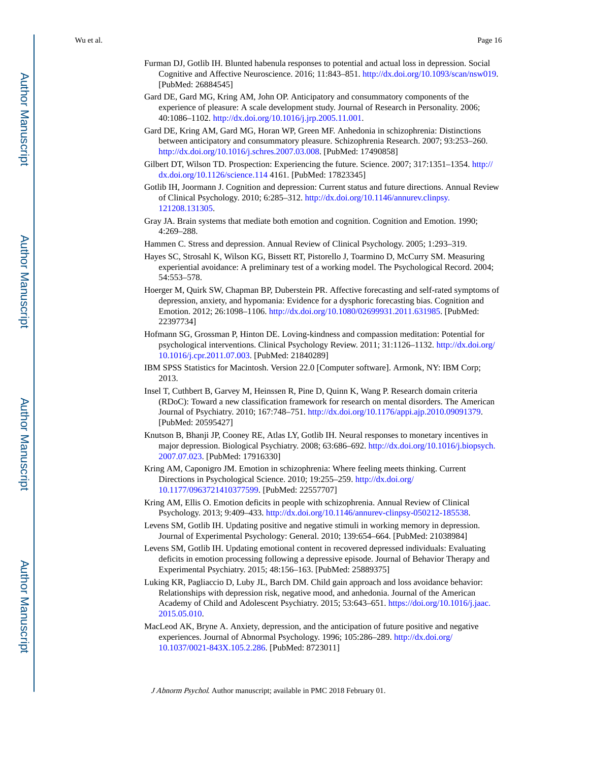Furman DJ, Gotlib IH. Blunted habenula responses to potential and actual loss in depression. Social Cognitive and Affective Neuroscience. 2016; 11:843–851. http://dx.doi.org/10.1093/scan/nsw019. [PubMed: 26884545]

Gard DE, Gard MG, Kring AM, John OP. Anticipatory and consummatory components of the experience of pleasure: A scale development study. Journal of Research in Personality. 2006; 40:1086–1102. http://dx.doi.org/10.1016/j.jrp.2005.11.001.

Gard DE, Kring AM, Gard MG, Horan WP, Green MF. Anhedonia in schizophrenia: Distinctions between anticipatory and consummatory pleasure. Schizophrenia Research. 2007; 93:253–260. http://dx.doi.org/10.1016/j.schres.2007.03.008. [PubMed: 17490858]

Gilbert DT, Wilson TD. Prospection: Experiencing the future. Science. 2007; 317:1351–1354. http://dx.doi.org/10.1126/science.114 4161. [PubMed: 17823345]

Gotlib IH, Joormann J. Cognition and depression: Current status and future directions. Annual Review of Clinical Psychology. 2010; 6:285–312. http://dx.doi.org/10.1146/annurev.clinpsy.121208.131305.

Gray JA. Brain systems that mediate both emotion and cognition. Cognition and Emotion. 1990; 4:269–288.

Hammen C. Stress and depression. Annual Review of Clinical Psychology. 2005; 1:293–319.

Hayes SC, Strosahl K, Wilson KG, Bissett RT, Pistorello J, Toarmino D, McCurry SM. Measuring experiential avoidance: A preliminary test of a working model. The Psychological Record. 2004; 54:553–578.

Hoerger M, Quirk SW, Chapman BP, Duberstein PR. Affective forecasting and self-rated symptoms of depression, anxiety, and hypomania: Evidence for a dysphoric forecasting bias. Cognition and Emotion. 2012; 26:1098–1106. http://dx.doi.org/10.1080/02699931.2011.631985. [PubMed: 22397734]

Hofmann SG, Grossman P, Hinton DE. Loving-kindness and compassion meditation: Potential for psychological interventions. Clinical Psychology Review. 2011; 31:1126–1132. http://dx.doi.org/10.1016/j.cpr.2011.07.003. [PubMed: 21840289]

IBM SPSS Statistics for Macintosh. Version 22.0 [Computer software]. Armonk, NY: IBM Corp; 2013.

Insel T, Cuthbert B, Garvey M, Heinssen R, Pine D, Quinn K, Wang P. Research domain criteria (RDoC): Toward a new classification framework for research on mental disorders. The American Journal of Psychiatry. 2010; 167:748–751. http://dx.doi.org/10.1176/appi.ajp.2010.09091379. [PubMed: 20595427]

Knutson B, Bhanji JP, Cooney RE, Atlas LY, Gotlib IH. Neural responses to monetary incentives in major depression. Biological Psychiatry. 2008; 63:686–692. http://dx.doi.org/10.1016/j.biopsych.2007.07.023. [PubMed: 17916330]

Kring AM, Caponigro JM. Emotion in schizophrenia: Where feeling meets thinking. Current Directions in Psychological Science. 2010; 19:255–259. http://dx.doi.org/10.1177/0963721410377599. [PubMed: 22557707]

Kring AM, Ellis O. Emotion deficits in people with schizophrenia. Annual Review of Clinical Psychology. 2013; 9:409–433. http://dx.doi.org/10.1146/annurev-clinpsy-050212-185538.

Levens SM, Gotlib IH. Updating positive and negative stimuli in working memory in depression. Journal of Experimental Psychology: General. 2010; 139:654–664. [PubMed: 21038984]

Levens SM, Gotlib IH. Updating emotional content in recovered depressed individuals: Evaluating deficits in emotion processing following a depressive episode. Journal of Behavior Therapy and Experimental Psychiatry. 2015; 48:156–163. [PubMed: 25889375]

Luking KR, Pagliaccio D, Luby JL, Barch DM. Child gain approach and loss avoidance behavior: Relationships with depression risk, negative mood, and anhedonia. Journal of the American Academy of Child and Adolescent Psychiatry. 2015; 53:643–651. https://doi.org/10.1016/j.jaac.2015.05.010.

MacLeod AK, Bryne A. Anxiety, depression, and the anticipation of future positive and negative experiences. Journal of Abnormal Psychology. 1996; 105:286–289. http://dx.doi.org/10.1037/0021-843X.105.2.286. [PubMed: 8723011]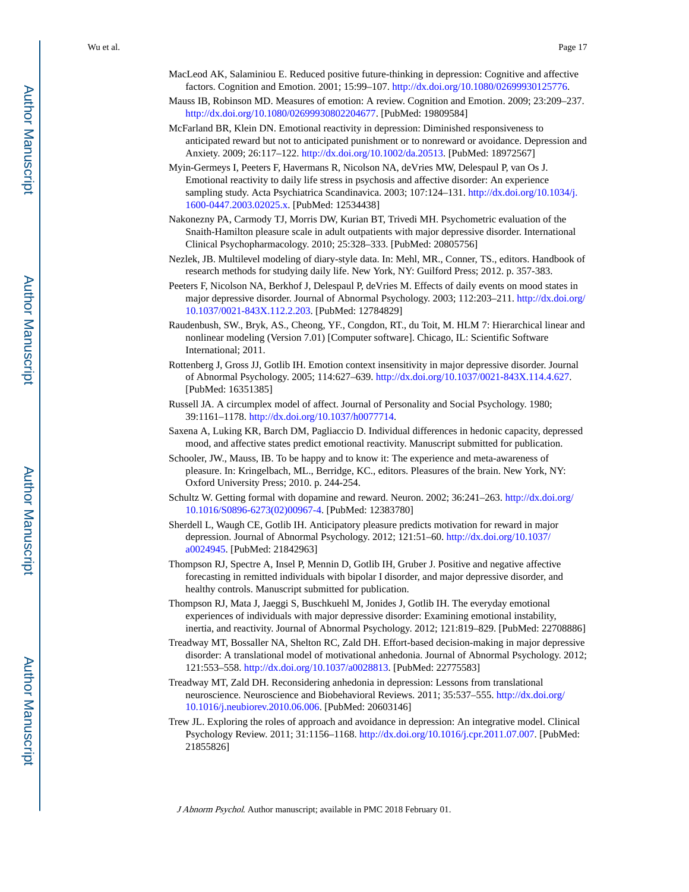MacLeod AK, Salaminiou E. Reduced positive future-thinking in depression: Cognitive and affective factors. Cognition and Emotion. 2001; 15:99–107. http://dx.doi.org/10.1080/02699930125776.

Mauss IB, Robinson MD. Measures of emotion: A review. Cognition and Emotion. 2009; 23:209–237. http://dx.doi.org/10.1080/02699930802204677. [PubMed: 19809584]

McFarland BR, Klein DN. Emotional reactivity in depression: Diminished responsiveness to anticipated reward but not to anticipated punishment or to nonreward or avoidance. Depression and Anxiety. 2009; 26:117–122. http://dx.doi.org/10.1002/da.20513. [PubMed: 18972567]

Myin-Germeys I, Peeters F, Havermans R, Nicolson NA, deVries MW, Delespaul P, van Os J. Emotional reactivity to daily life stress in psychosis and affective disorder: An experience sampling study. Acta Psychiatrica Scandinavica. 2003; 107:124–131. http://dx.doi.org/10.1034/j.1600-0447.2003.02025.x. [PubMed: 12534438]

Nakonezny PA, Carmody TJ, Morris DW, Kurian BT, Trivedi MH. Psychometric evaluation of the Snaith-Hamilton pleasure scale in adult outpatients with major depressive disorder. International Clinical Psychopharmacology. 2010; 25:328–333. [PubMed: 20805756]

Nezlek, JB. Multilevel modeling of diary-style data. In: Mehl, MR., Conner, TS., editors. Handbook of research methods for studying daily life. New York, NY: Guilford Press; 2012. p. 357-383.

Peeters F, Nicolson NA, Berkhof J, Delespaul P, deVries M. Effects of daily events on mood states in major depressive disorder. Journal of Abnormal Psychology. 2003; 112:203–211. http://dx.doi.org/10.1037/0021-843X.112.2.203. [PubMed: 12784829]

Raudenbush, SW., Bryk, AS., Cheong, YF., Congdon, RT., du Toit, M. HLM 7: Hierarchical linear and nonlinear modeling (Version 7.01) [Computer software]. Chicago, IL: Scientific Software International; 2011.

Rottenberg J, Gross JJ, Gotlib IH. Emotion context insensitivity in major depressive disorder. Journal of Abnormal Psychology. 2005; 114:627–639. http://dx.doi.org/10.1037/0021-843X.114.4.627. [PubMed: 16351385]

Russell JA. A circumplex model of affect. Journal of Personality and Social Psychology. 1980; 39:1161–1178. http://dx.doi.org/10.1037/h0077714.

Saxena A, Luking KR, Barch DM, Pagliaccio D. Individual differences in hedonic capacity, depressed mood, and affective states predict emotional reactivity. Manuscript submitted for publication.

Schooler, JW., Mauss, IB. To be happy and to know it: The experience and meta-awareness of pleasure. In: Kringelbach, ML., Berridge, KC., editors. Pleasures of the brain. New York, NY: Oxford University Press; 2010. p. 244-254.

Schultz W. Getting formal with dopamine and reward. Neuron. 2002; 36:241–263. http://dx.doi.org/10.1016/S0896-6273(02)00967-4. [PubMed: 12383780]

Sherdell L, Waugh CE, Gotlib IH. Anticipatory pleasure predicts motivation for reward in major depression. Journal of Abnormal Psychology. 2012; 121:51–60. http://dx.doi.org/10.1037/a0024945. [PubMed: 21842963]

Thompson RJ, Spectre A, Insel P, Mennin D, Gotlib IH, Gruber J. Positive and negative affective forecasting in remitted individuals with bipolar I disorder, and major depressive disorder, and healthy controls. Manuscript submitted for publication.

Thompson RJ, Mata J, Jaeggi S, Buschkuehl M, Jonides J, Gotlib IH. The everyday emotional experiences of individuals with major depressive disorder: Examining emotional instability, inertia, and reactivity. Journal of Abnormal Psychology. 2012; 121:819–829. [PubMed: 22708886]

Treadway MT, Bossaller NA, Shelton RC, Zald DH. Effort-based decision-making in major depressive disorder: A translational model of motivational anhedonia. Journal of Abnormal Psychology. 2012; 121:553–558. http://dx.doi.org/10.1037/a0028813. [PubMed: 22775583]

Treadway MT, Zald DH. Reconsidering anhedonia in depression: Lessons from translational neuroscience. Neuroscience and Biobehavioral Reviews. 2011; 35:537–555. http://dx.doi.org/10.1016/j.neubiorev.2010.06.006. [PubMed: 20603146]

Trew JL. Exploring the roles of approach and avoidance in depression: An integrative model. Clinical Psychology Review. 2011; 31:1156–1168. http://dx.doi.org/10.1016/j.cpr.2011.07.007. [PubMed: 21855826]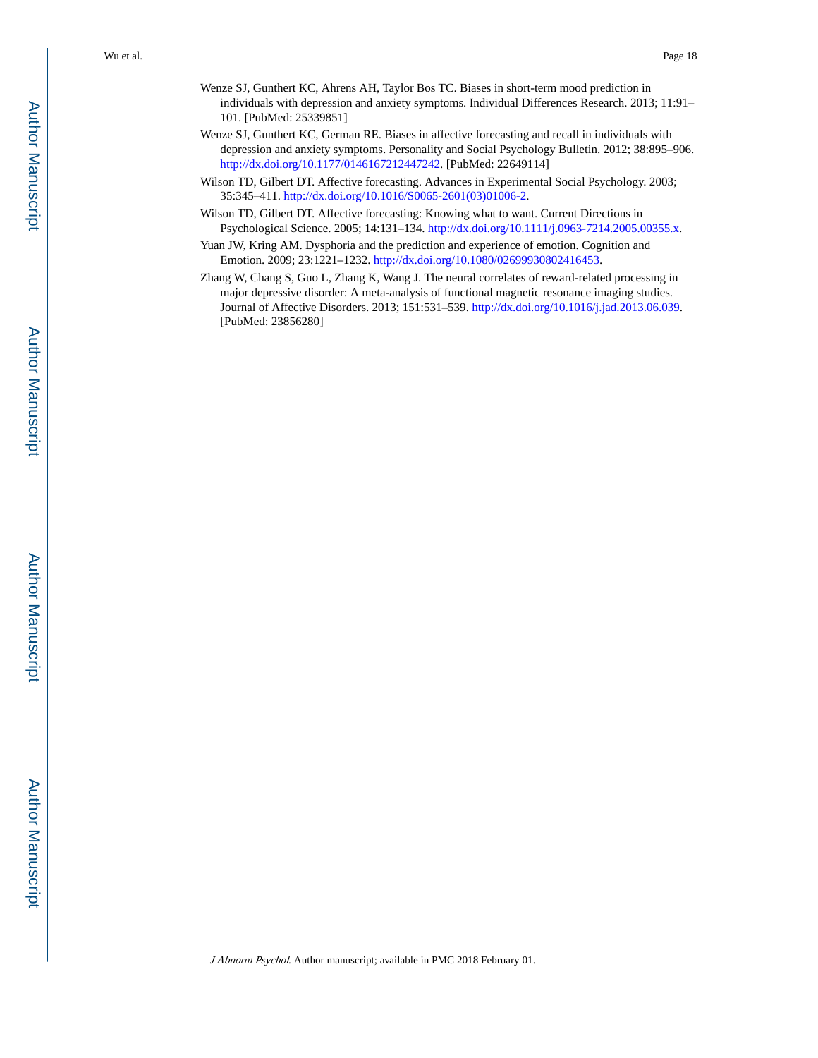Wenze SJ, Gunthert KC, Ahrens AH, Taylor Bos TC. Biases in short-term mood prediction in individuals with depression and anxiety symptoms. Individual Differences Research. 2013; 11:91–101. [PubMed: 25339851]

Wenze SJ, Gunthert KC, German RE. Biases in affective forecasting and recall in individuals with depression and anxiety symptoms. Personality and Social Psychology Bulletin. 2012; 38:895–906. http://dx.doi.org/10.1177/0146167212447242. [PubMed: 22649114]

Wilson TD, Gilbert DT. Affective forecasting. Advances in Experimental Social Psychology. 2003; 35:345–411. http://dx.doi.org/10.1016/S0065-2601(03)01006-2.

Wilson TD, Gilbert DT. Affective forecasting: Knowing what to want. Current Directions in Psychological Science. 2005; 14:131–134. http://dx.doi.org/10.1111/j.0963-7214.2005.00355.x.

Yuan JW, Kring AM. Dysphoria and the prediction and experience of emotion. Cognition and Emotion. 2009; 23:1221–1232. http://dx.doi.org/10.1080/02699930802416453.

Zhang W, Chang S, Guo L, Zhang K, Wang J. The neural correlates of reward-related processing in major depressive disorder: A meta-analysis of functional magnetic resonance imaging studies. Journal of Affective Disorders. 2013; 151:531–539. http://dx.doi.org/10.1016/j.jad.2013.06.039. [PubMed: 23856280]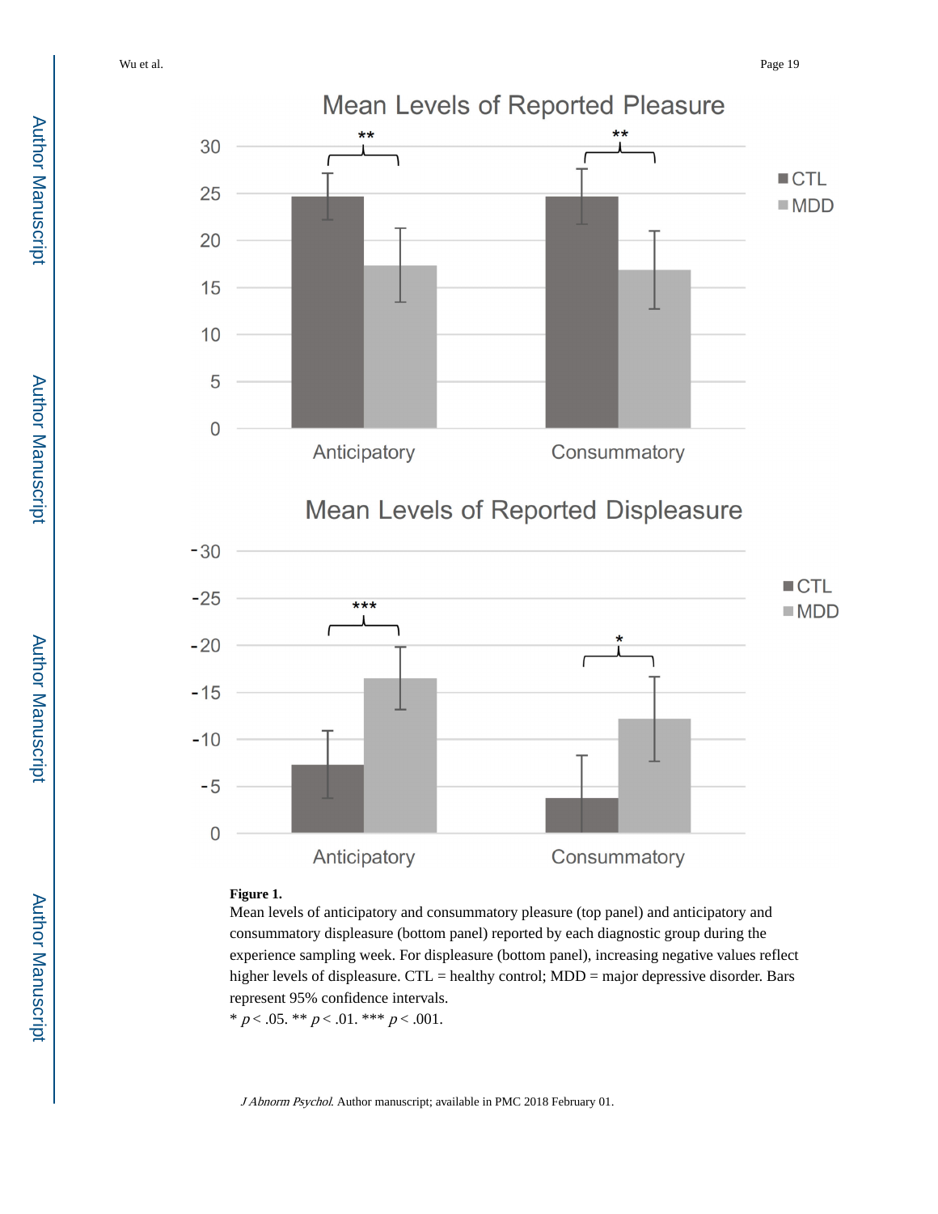**Figure 1.**

Mean levels of anticipatory and consummatory pleasure (top panel) and anticipatory and consummatory displeasure (bottom panel) reported by each diagnostic group during the experience sampling week. For displeasure (bottom panel), increasing negative values reflect higher levels of displeasure. CTL = healthy control; MDD = major depressive disorder. Bars represent 95% confidence intervals.

* $p < .05$. ** $p < .01$. *** $p < .001$.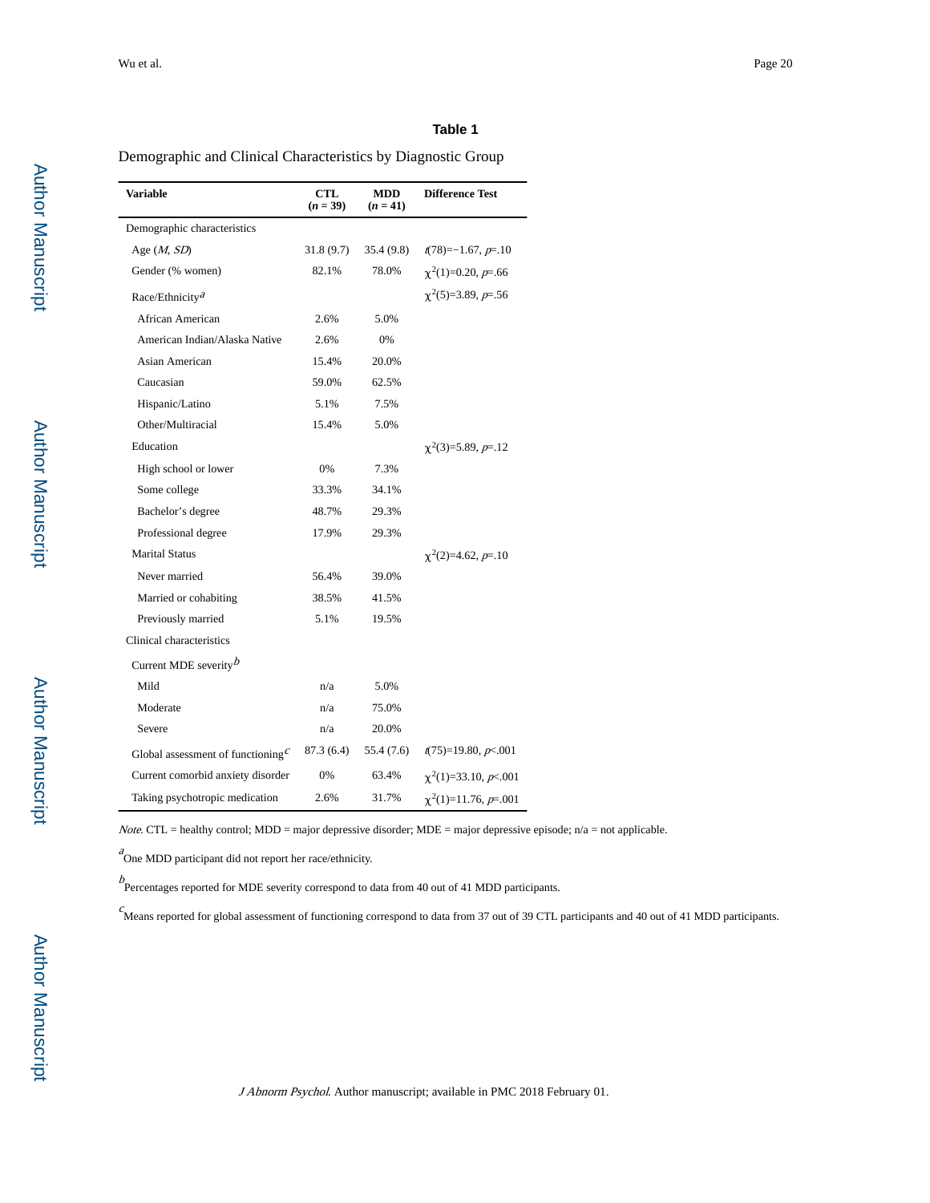**Table 1**

Demographic and Clinical Characteristics by Diagnostic Group

| Variable | CTL ($n$ = 39) | MDD ($n$ = 41) | Difference Test |
|---|---|---|---|
| Demographic characteristics | | | |
| Age (*M*, *SD*) | 31.8 (9.7) | 35.4 (9.8) | $t(78)=-1.67$, $p=.10$ |
| Gender (% women) | 82.1% | 78.0% | $\chi^2(1)=0.20$, $p=.66$ |
| Race/Ethnicity[a] | | | $\chi^2(5)=3.89$, $p=.56$ |
| African American | 2.6% | 5.0% | |
| American Indian/Alaska Native | 2.6% | 0% | |
| Asian American | 15.4% | 20.0% | |
| Caucasian | 59.0% | 62.5% | |
| Hispanic/Latino | 5.1% | 7.5% | |
| Other/Multiracial | 15.4% | 5.0% | |
| Education | | | $\chi^2(3)=5.89$, $p=.12$ |
| High school or lower | 0% | 7.3% | |
| Some college | 33.3% | 34.1% | |
| Bachelor's degree | 48.7% | 29.3% | |
| Professional degree | 17.9% | 29.3% | |
| Marital Status | | | $\chi^2(2)=4.62$, $p=.10$ |
| Never married | 56.4% | 39.0% | |
| Married or cohabiting | 38.5% | 41.5% | |
| Previously married | 5.1% | 19.5% | |
| Clinical characteristics | | | |
| Current MDE severity[b] | | | |
| Mild | n/a | 5.0% | |
| Moderate | n/a | 75.0% | |
| Severe | n/a | 20.0% | |
| Global assessment of functioning[c] | 87.3 (6.4) | 55.4 (7.6) | $t(75)=19.80$, $p<.001$ |
| Current comorbid anxiety disorder | 0% | 63.4% | $\chi^2(1)=33.10$, $p<.001$ |
| Taking psychotropic medication | 2.6% | 31.7% | $\chi^2(1)=11.76$, $p=.001$ |

*Note*. CTL = healthy control; MDD = major depressive disorder; MDE = major depressive episode; n/a = not applicable.

[a]One MDD participant did not report her race/ethnicity.

[b]Percentages reported for MDE severity correspond to data from 40 out of 41 MDD participants.

[c]Means reported for global assessment of functioning correspond to data from 37 out of 39 CTL participants and 40 out of 41 MDD participants.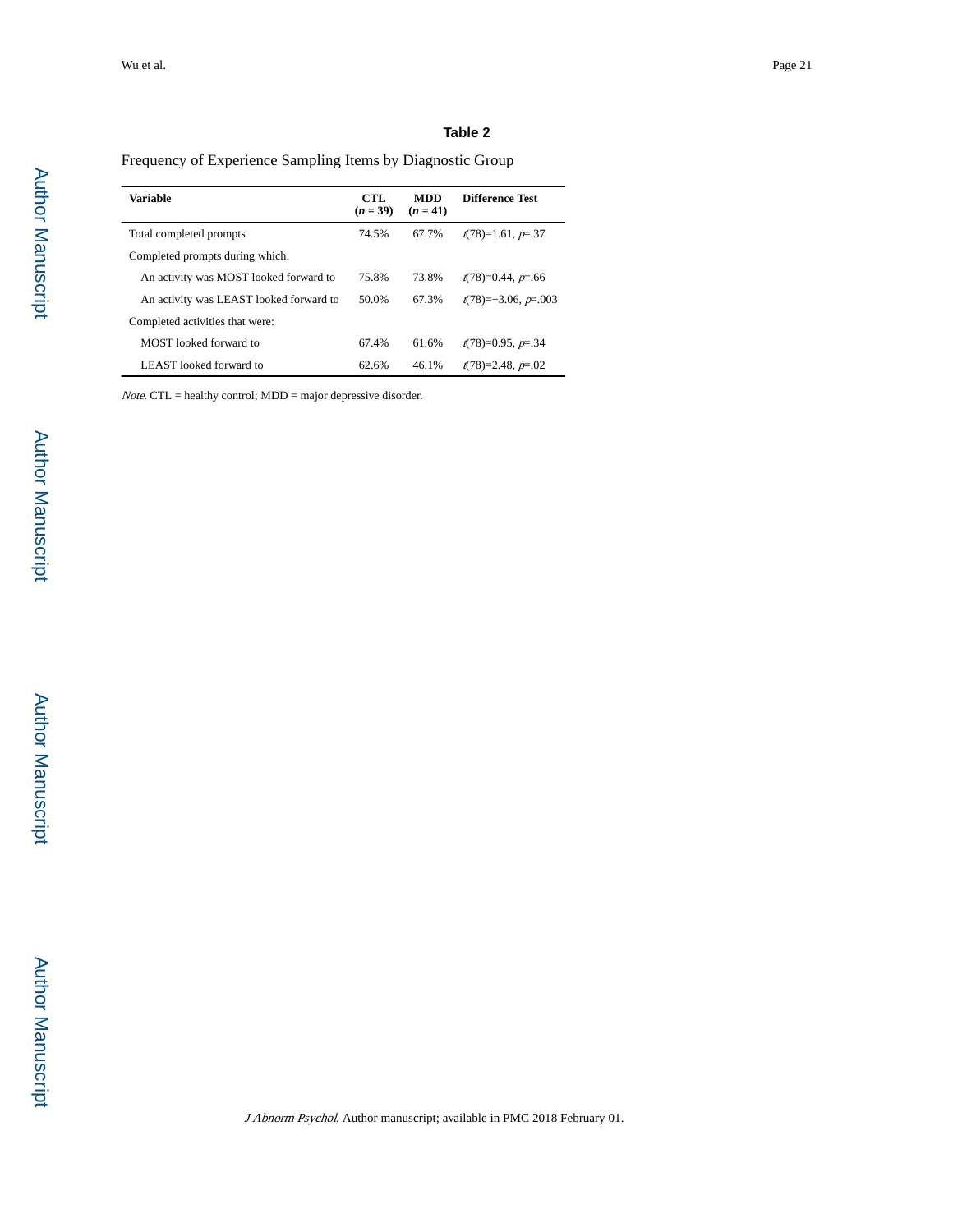**Table 2**

Frequency of Experience Sampling Items by Diagnostic Group

| Variable | CTL ($n$ = 39) | MDD ($n$ = 41) | Difference Test |
|---|---|---|---|
| Total completed prompts | 74.5% | 67.7% | $t(78)=1.61$, $p=.37$ |
| Completed prompts during which: | | | |
| An activity was MOST looked forward to | 75.8% | 73.8% | $t(78)=0.44$, $p=.66$ |
| An activity was LEAST looked forward to | 50.0% | 67.3% | $t(78)=-3.06$, $p=.003$ |
| Completed activities that were: | | | |
| MOST looked forward to | 67.4% | 61.6% | $t(78)=0.95$, $p=.34$ |
| LEAST looked forward to | 62.6% | 46.1% | $t(78)=2.48$, $p=.02$ |

*Note*. CTL = healthy control; MDD = major depressive disorder.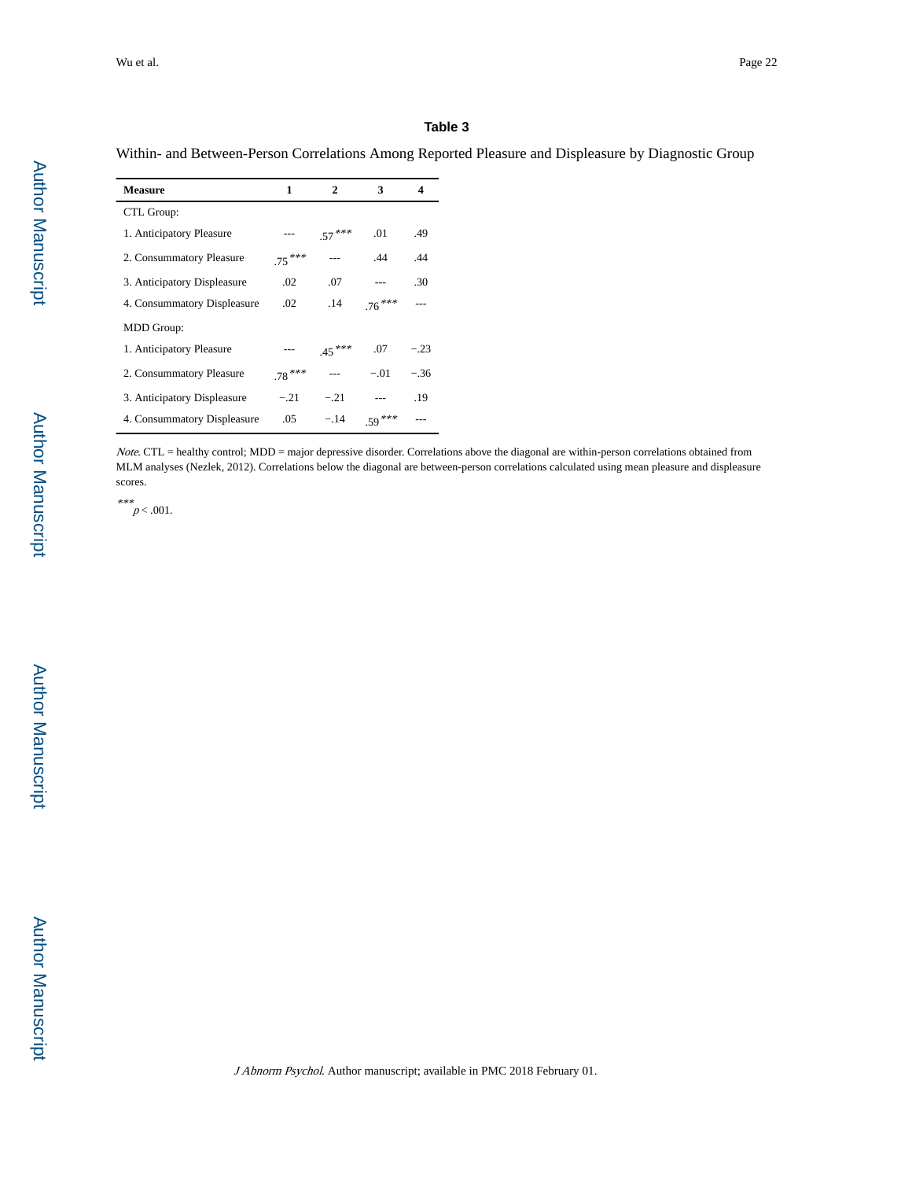**Table 3**

Within- and Between-Person Correlations Among Reported Pleasure and Displeasure by Diagnostic Group

| Measure | 1 | 2 | 3 | 4 |
|---|---|---|---|---|
| CTL Group: | | | | |
| 1. Anticipatory Pleasure | --- | .57*** | .01 | .49 |
| 2. Consummatory Pleasure | .75*** | --- | .44 | .44 |
| 3. Anticipatory Displeasure | .02 | .07 | --- | .30 |
| 4. Consummatory Displeasure | .02 | .14 | .76*** | --- |
| MDD Group: | | | | |
| 1. Anticipatory Pleasure | --- | .45*** | .07 | −.23 |
| 2. Consummatory Pleasure | .78*** | --- | −.01 | −.36 |
| 3. Anticipatory Displeasure | −.21 | −.21 | --- | .19 |
| 4. Consummatory Displeasure | .05 | −.14 | .59*** | --- |

*Note*. CTL = healthy control; MDD = major depressive disorder. Correlations above the diagonal are within-person correlations obtained from MLM analyses (Nezlek, 2012). Correlations below the diagonal are between-person correlations calculated using mean pleasure and displeasure scores.

*** $p < .001$.